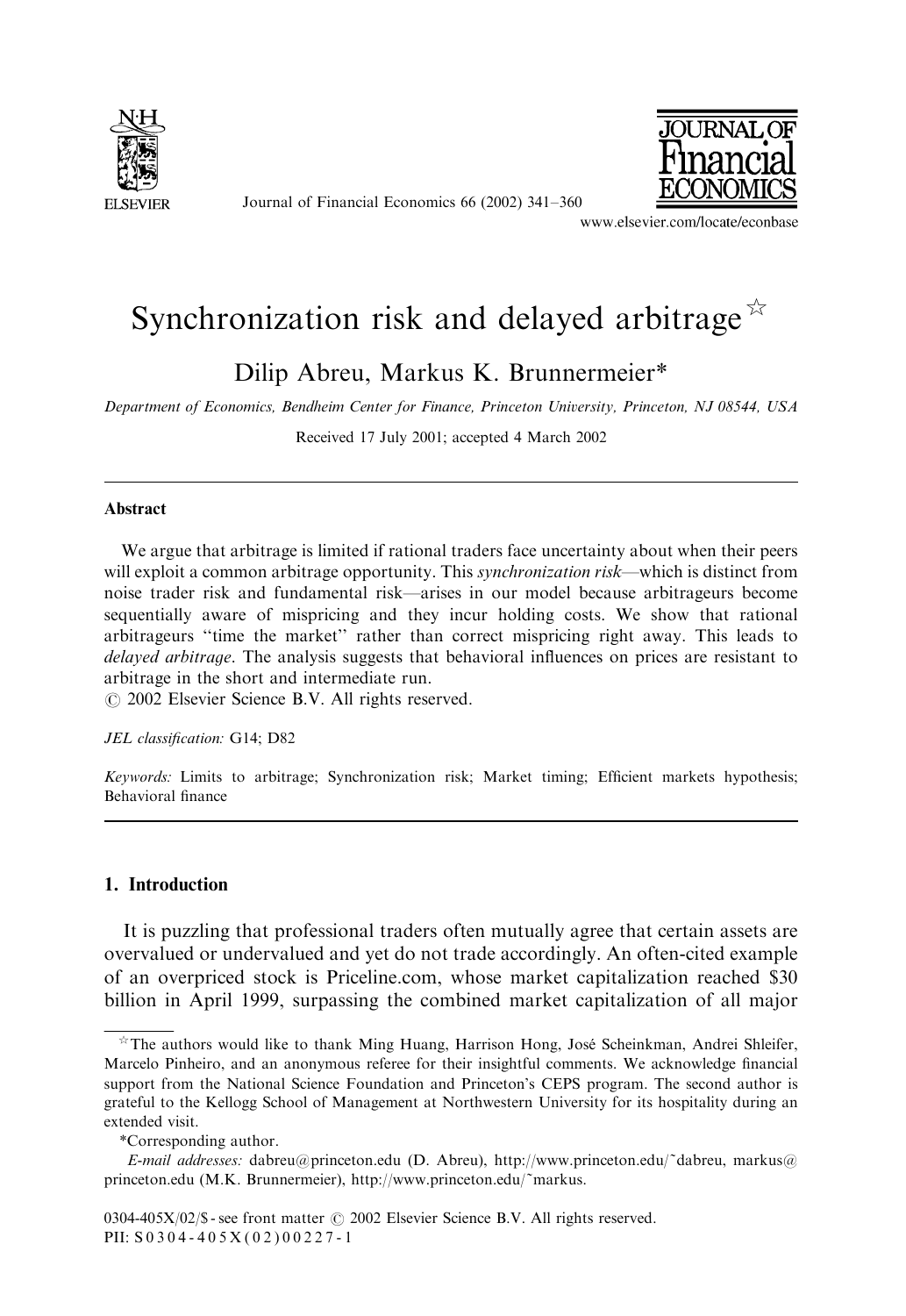# Synchronization risk and delayed arbitrage☆

Dilip Abreu, Markus K. Brunnermeier*

*Department of Economics, Bendheim Center for Finance, Princeton University, Princeton, NJ 08544, USA*

Received 17 July 2001; accepted 4 March 2002

## Abstract

We argue that arbitrage is limited if rational traders face uncertainty about when their peers will exploit a common arbitrage opportunity. This *synchronization risk*—which is distinct from noise trader risk and fundamental risk—arises in our model because arbitrageurs become sequentially aware of mispricing and they incur holding costs. We show that rational arbitrageurs "time the market" rather than correct mispricing right away. This leads to *delayed arbitrage*. The analysis suggests that behavioral influences on prices are resistant to arbitrage in the short and intermediate run.

© 2002 Elsevier Science B.V. All rights reserved.

*JEL classification:* G14; D82

*Keywords:* Limits to arbitrage; Synchronization risk; Market timing; Efficient markets hypothesis; Behavioral finance

## 1. Introduction

It is puzzling that professional traders often mutually agree that certain assets are overvalued or undervalued and yet do not trade accordingly. An often-cited example of an overpriced stock is Priceline.com, whose market capitalization reached $30 billion in April 1999, surpassing the combined market capitalization of all major

---

☆The authors would like to thank Ming Huang, Harrison Hong, José Scheinkman, Andrei Shleifer, Marcelo Pinheiro, and an anonymous referee for their insightful comments. We acknowledge financial support from the National Science Foundation and Princeton's CEPS program. The second author is grateful to the Kellogg School of Management at Northwestern University for its hospitality during an extended visit.

*Corresponding author.

*E-mail addresses:* dabreu@princeton.edu (D. Abreu), http://www.princeton.edu/~dabreu, markus@princeton.edu (M.K. Brunnermeier), http://www.princeton.edu/~markus.

0304-405X/02/$ - see front matter © 2002 Elsevier Science B.V. All rights reserved.
PII: S0304-405X(02)00227-1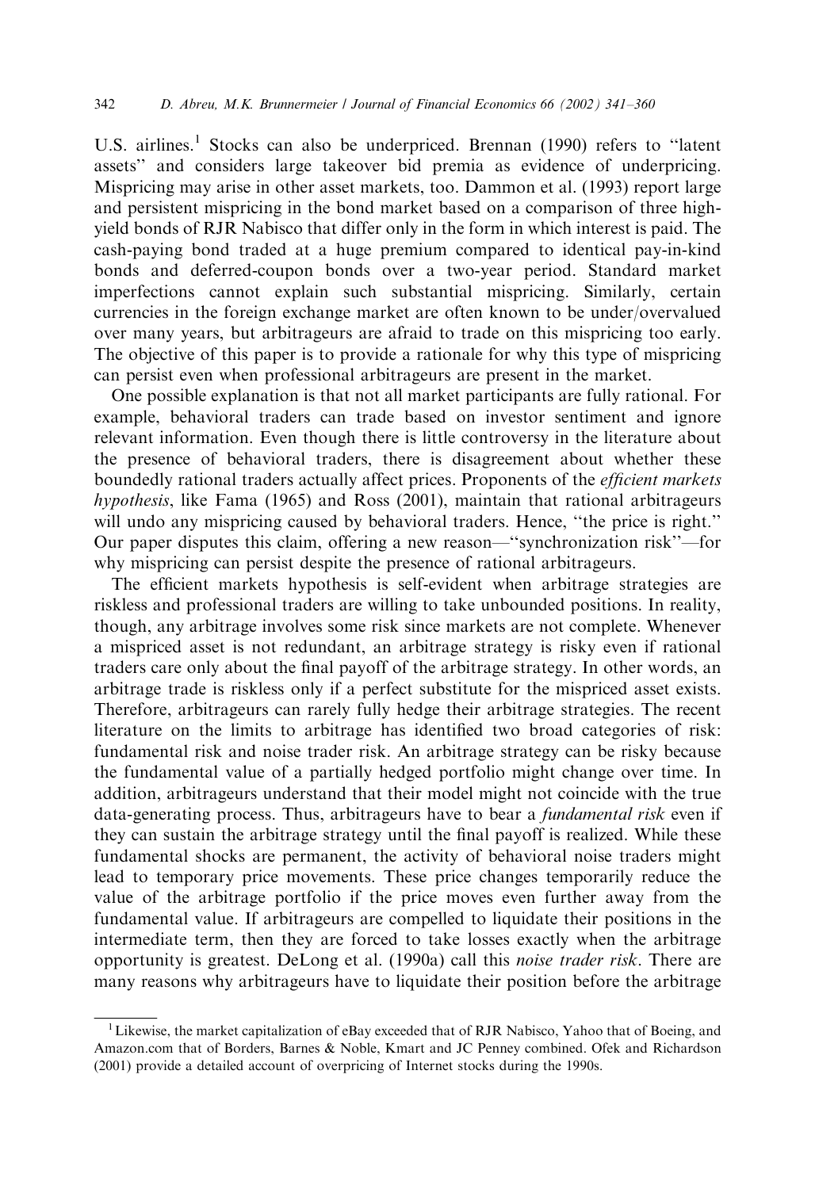U.S. airlines.[1] Stocks can also be underpriced. Brennan (1990) refers to "latent assets" and considers large takeover bid premia as evidence of underpricing. Mispricing may arise in other asset markets, too. Dammon et al. (1993) report large and persistent mispricing in the bond market based on a comparison of three high-yield bonds of RJR Nabisco that differ only in the form in which interest is paid. The cash-paying bond traded at a huge premium compared to identical pay-in-kind bonds and deferred-coupon bonds over a two-year period. Standard market imperfections cannot explain such substantial mispricing. Similarly, certain currencies in the foreign exchange market are often known to be under/overvalued over many years, but arbitrageurs are afraid to trade on this mispricing too early. The objective of this paper is to provide a rationale for why this type of mispricing can persist even when professional arbitrageurs are present in the market.

One possible explanation is that not all market participants are fully rational. For example, behavioral traders can trade based on investor sentiment and ignore relevant information. Even though there is little controversy in the literature about the presence of behavioral traders, there is disagreement about whether these boundedly rational traders actually affect prices. Proponents of the *efficient markets hypothesis*, like Fama (1965) and Ross (2001), maintain that rational arbitrageurs will undo any mispricing caused by behavioral traders. Hence, "the price is right." Our paper disputes this claim, offering a new reason—"synchronization risk"—for why mispricing can persist despite the presence of rational arbitrageurs.

The efficient markets hypothesis is self-evident when arbitrage strategies are riskless and professional traders are willing to take unbounded positions. In reality, though, any arbitrage involves some risk since markets are not complete. Whenever a mispriced asset is not redundant, an arbitrage strategy is risky even if rational traders care only about the final payoff of the arbitrage strategy. In other words, an arbitrage trade is riskless only if a perfect substitute for the mispriced asset exists. Therefore, arbitrageurs can rarely fully hedge their arbitrage strategies. The recent literature on the limits to arbitrage has identified two broad categories of risk: fundamental risk and noise trader risk. An arbitrage strategy can be risky because the fundamental value of a partially hedged portfolio might change over time. In addition, arbitrageurs understand that their model might not coincide with the true data-generating process. Thus, arbitrageurs have to bear a *fundamental risk* even if they can sustain the arbitrage strategy until the final payoff is realized. While these fundamental shocks are permanent, the activity of behavioral noise traders might lead to temporary price movements. These price changes temporarily reduce the value of the arbitrage portfolio if the price moves even further away from the fundamental value. If arbitrageurs are compelled to liquidate their positions in the intermediate term, then they are forced to take losses exactly when the arbitrage opportunity is greatest. DeLong et al. (1990a) call this *noise trader risk*. There are many reasons why arbitrageurs have to liquidate their position before the arbitrage

[1] Likewise, the market capitalization of eBay exceeded that of RJR Nabisco, Yahoo that of Boeing, and Amazon.com that of Borders, Barnes & Noble, Kmart and JC Penney combined. Ofek and Richardson (2001) provide a detailed account of overpricing of Internet stocks during the 1990s.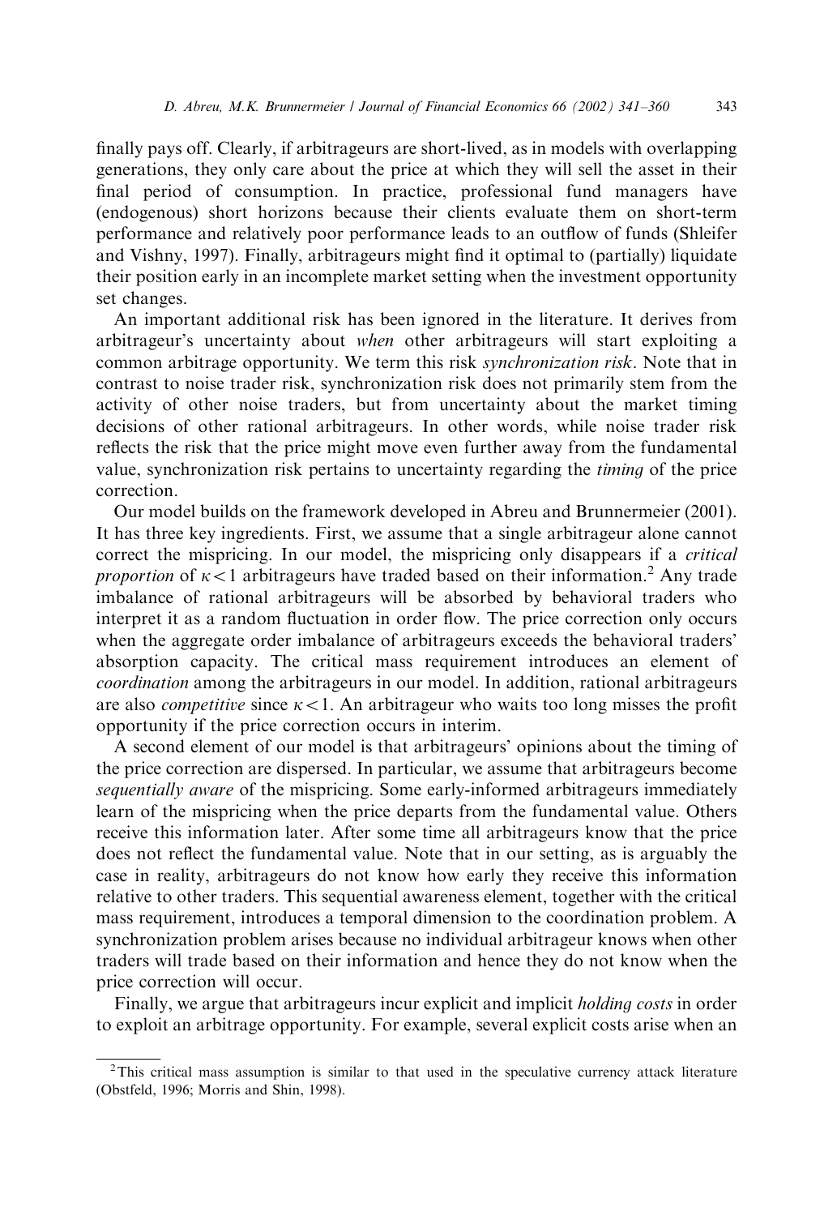finally pays off. Clearly, if arbitrageurs are short-lived, as in models with overlapping generations, they only care about the price at which they will sell the asset in their final period of consumption. In practice, professional fund managers have (endogenous) short horizons because their clients evaluate them on short-term performance and relatively poor performance leads to an outflow of funds (Shleifer and Vishny, 1997). Finally, arbitrageurs might find it optimal to (partially) liquidate their position early in an incomplete market setting when the investment opportunity set changes.

An important additional risk has been ignored in the literature. It derives from arbitrageur's uncertainty about *when* other arbitrageurs will start exploiting a common arbitrage opportunity. We term this risk *synchronization risk*. Note that in contrast to noise trader risk, synchronization risk does not primarily stem from the activity of other noise traders, but from uncertainty about the market timing decisions of other rational arbitrageurs. In other words, while noise trader risk reflects the risk that the price might move even further away from the fundamental value, synchronization risk pertains to uncertainty regarding the *timing* of the price correction.

Our model builds on the framework developed in Abreu and Brunnermeier (2001). It has three key ingredients. First, we assume that a single arbitrageur alone cannot correct the mispricing. In our model, the mispricing only disappears if a *critical proportion* of $\kappa < 1$ arbitrageurs have traded based on their information.[2] Any trade imbalance of rational arbitrageurs will be absorbed by behavioral traders who interpret it as a random fluctuation in order flow. The price correction only occurs when the aggregate order imbalance of arbitrageurs exceeds the behavioral traders' absorption capacity. The critical mass requirement introduces an element of *coordination* among the arbitrageurs in our model. In addition, rational arbitrageurs are also *competitive* since $\kappa < 1$. An arbitrageur who waits too long misses the profit opportunity if the price correction occurs in interim.

A second element of our model is that arbitrageurs' opinions about the timing of the price correction are dispersed. In particular, we assume that arbitrageurs become *sequentially aware* of the mispricing. Some early-informed arbitrageurs immediately learn of the mispricing when the price departs from the fundamental value. Others receive this information later. After some time all arbitrageurs know that the price does not reflect the fundamental value. Note that in our setting, as is arguably the case in reality, arbitrageurs do not know how early they receive this information relative to other traders. This sequential awareness element, together with the critical mass requirement, introduces a temporal dimension to the coordination problem. A synchronization problem arises because no individual arbitrageur knows when other traders will trade based on their information and hence they do not know when the price correction will occur.

Finally, we argue that arbitrageurs incur explicit and implicit *holding costs* in order to exploit an arbitrage opportunity. For example, several explicit costs arise when an

[2] This critical mass assumption is similar to that used in the speculative currency attack literature (Obstfeld, 1996; Morris and Shin, 1998).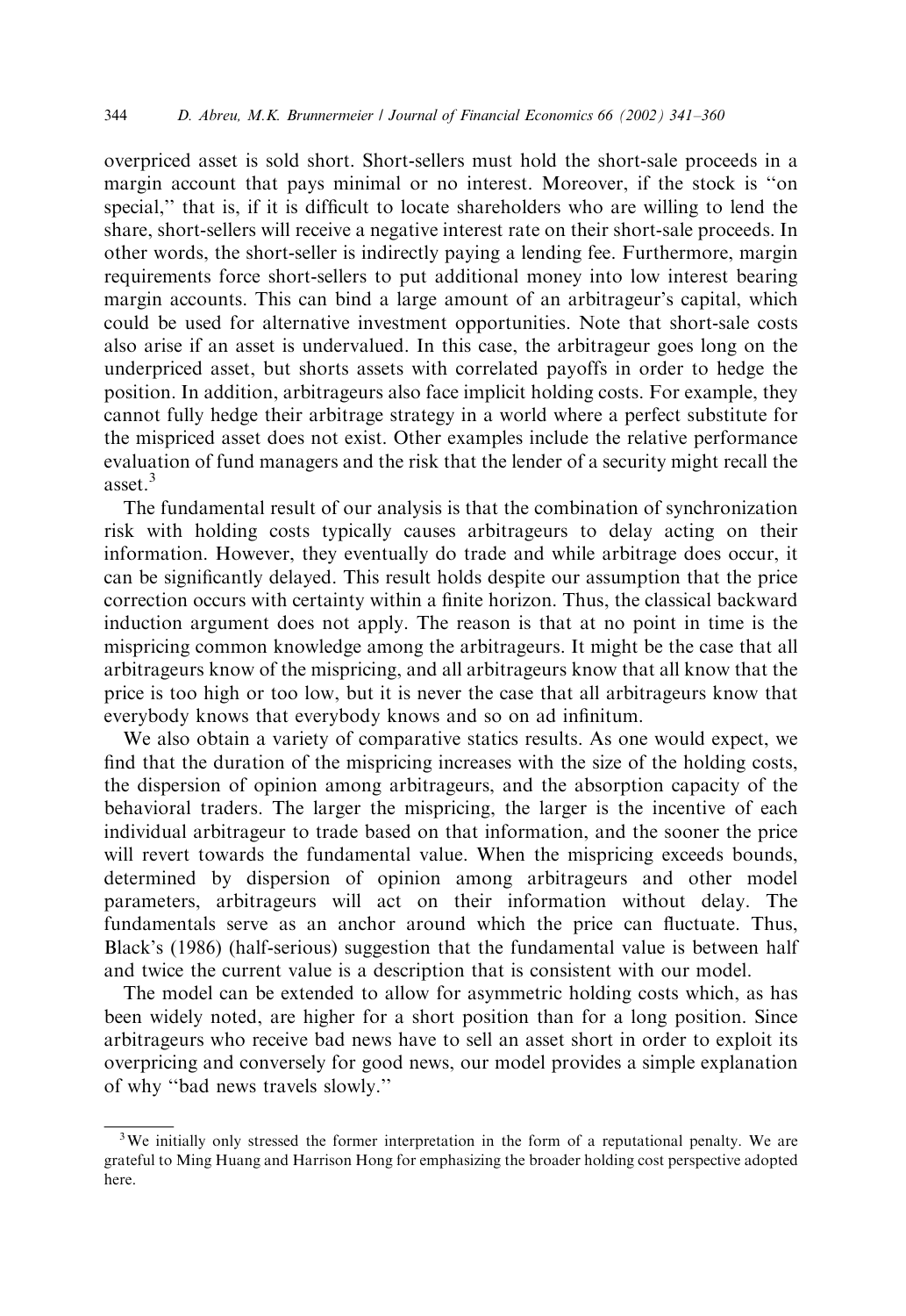overpriced asset is sold short. Short-sellers must hold the short-sale proceeds in a margin account that pays minimal or no interest. Moreover, if the stock is "on special," that is, if it is difficult to locate shareholders who are willing to lend the share, short-sellers will receive a negative interest rate on their short-sale proceeds. In other words, the short-seller is indirectly paying a lending fee. Furthermore, margin requirements force short-sellers to put additional money into low interest bearing margin accounts. This can bind a large amount of an arbitrageur's capital, which could be used for alternative investment opportunities. Note that short-sale costs also arise if an asset is undervalued. In this case, the arbitrageur goes long on the underpriced asset, but shorts assets with correlated payoffs in order to hedge the position. In addition, arbitrageurs also face implicit holding costs. For example, they cannot fully hedge their arbitrage strategy in a world where a perfect substitute for the mispriced asset does not exist. Other examples include the relative performance evaluation of fund managers and the risk that the lender of a security might recall the asset.[3]

The fundamental result of our analysis is that the combination of synchronization risk with holding costs typically causes arbitrageurs to delay acting on their information. However, they eventually do trade and while arbitrage does occur, it can be significantly delayed. This result holds despite our assumption that the price correction occurs with certainty within a finite horizon. Thus, the classical backward induction argument does not apply. The reason is that at no point in time is the mispricing common knowledge among the arbitrageurs. It might be the case that all arbitrageurs know of the mispricing, and all arbitrageurs know that all know that the price is too high or too low, but it is never the case that all arbitrageurs know that everybody knows that everybody knows and so on ad infinitum.

We also obtain a variety of comparative statics results. As one would expect, we find that the duration of the mispricing increases with the size of the holding costs, the dispersion of opinion among arbitrageurs, and the absorption capacity of the behavioral traders. The larger the mispricing, the larger is the incentive of each individual arbitrageur to trade based on that information, and the sooner the price will revert towards the fundamental value. When the mispricing exceeds bounds, determined by dispersion of opinion among arbitrageurs and other model parameters, arbitrageurs will act on their information without delay. The fundamentals serve as an anchor around which the price can fluctuate. Thus, Black's (1986) (half-serious) suggestion that the fundamental value is between half and twice the current value is a description that is consistent with our model.

The model can be extended to allow for asymmetric holding costs which, as has been widely noted, are higher for a short position than for a long position. Since arbitrageurs who receive bad news have to sell an asset short in order to exploit its overpricing and conversely for good news, our model provides a simple explanation of why "bad news travels slowly."

---

[3] We initially only stressed the former interpretation in the form of a reputational penalty. We are grateful to Ming Huang and Harrison Hong for emphasizing the broader holding cost perspective adopted here.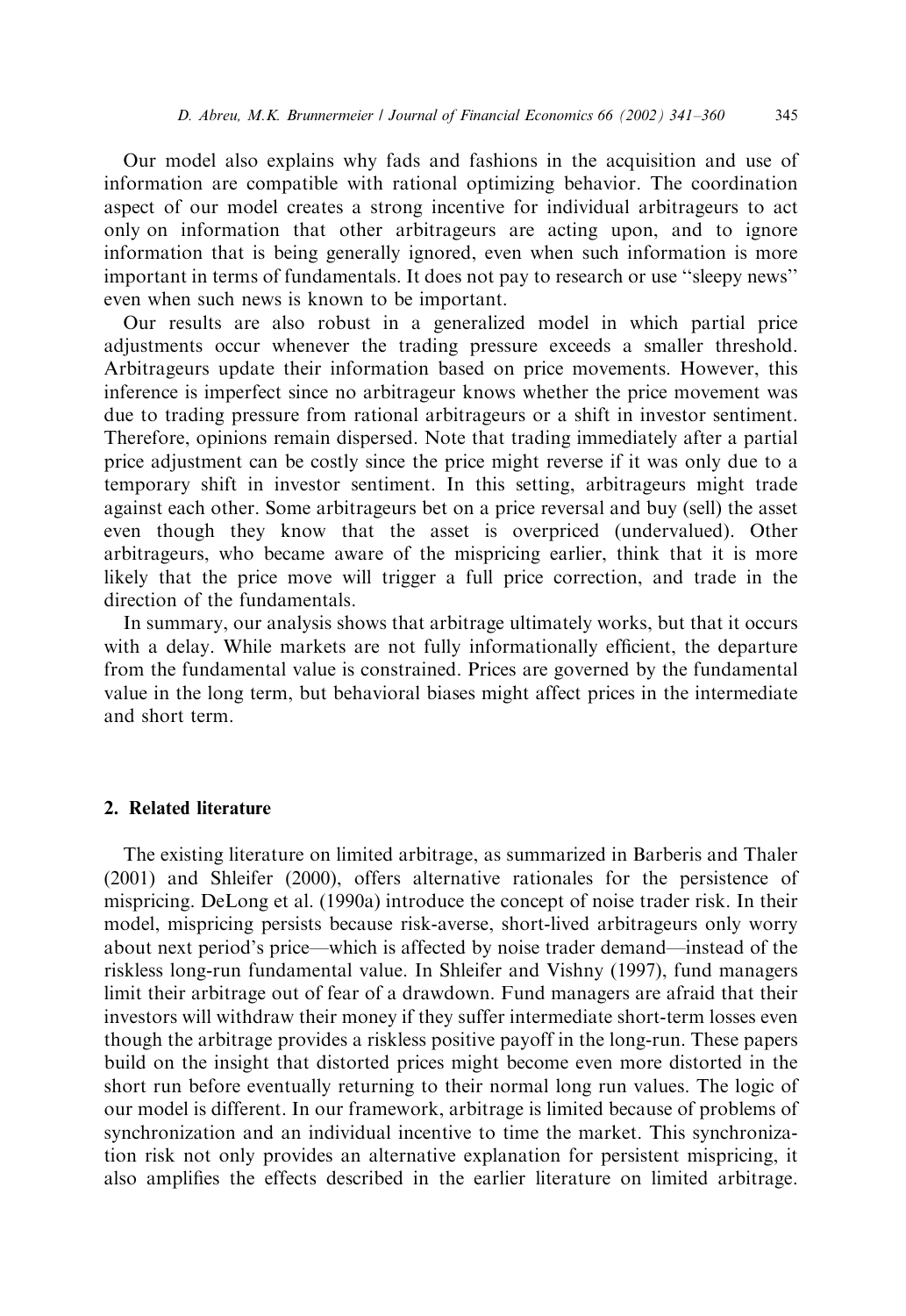Our model also explains why fads and fashions in the acquisition and use of information are compatible with rational optimizing behavior. The coordination aspect of our model creates a strong incentive for individual arbitrageurs to act only on information that other arbitrageurs are acting upon, and to ignore information that is being generally ignored, even when such information is more important in terms of fundamentals. It does not pay to research or use ''sleepy news'' even when such news is known to be important.

Our results are also robust in a generalized model in which partial price adjustments occur whenever the trading pressure exceeds a smaller threshold. Arbitrageurs update their information based on price movements. However, this inference is imperfect since no arbitrageur knows whether the price movement was due to trading pressure from rational arbitrageurs or a shift in investor sentiment. Therefore, opinions remain dispersed. Note that trading immediately after a partial price adjustment can be costly since the price might reverse if it was only due to a temporary shift in investor sentiment. In this setting, arbitrageurs might trade against each other. Some arbitrageurs bet on a price reversal and buy (sell) the asset even though they know that the asset is overpriced (undervalued). Other arbitrageurs, who became aware of the mispricing earlier, think that it is more likely that the price move will trigger a full price correction, and trade in the direction of the fundamentals.

In summary, our analysis shows that arbitrage ultimately works, but that it occurs with a delay. While markets are not fully informationally efficient, the departure from the fundamental value is constrained. Prices are governed by the fundamental value in the long term, but behavioral biases might affect prices in the intermediate and short term.

## 2. Related literature

The existing literature on limited arbitrage, as summarized in Barberis and Thaler (2001) and Shleifer (2000), offers alternative rationales for the persistence of mispricing. DeLong et al. (1990a) introduce the concept of noise trader risk. In their model, mispricing persists because risk-averse, short-lived arbitrageurs only worry about next period's price—which is affected by noise trader demand—instead of the riskless long-run fundamental value. In Shleifer and Vishny (1997), fund managers limit their arbitrage out of fear of a drawdown. Fund managers are afraid that their investors will withdraw their money if they suffer intermediate short-term losses even though the arbitrage provides a riskless positive payoff in the long-run. These papers build on the insight that distorted prices might become even more distorted in the short run before eventually returning to their normal long run values. The logic of our model is different. In our framework, arbitrage is limited because of problems of synchronization and an individual incentive to time the market. This synchronization risk not only provides an alternative explanation for persistent mispricing, it also amplifies the effects described in the earlier literature on limited arbitrage.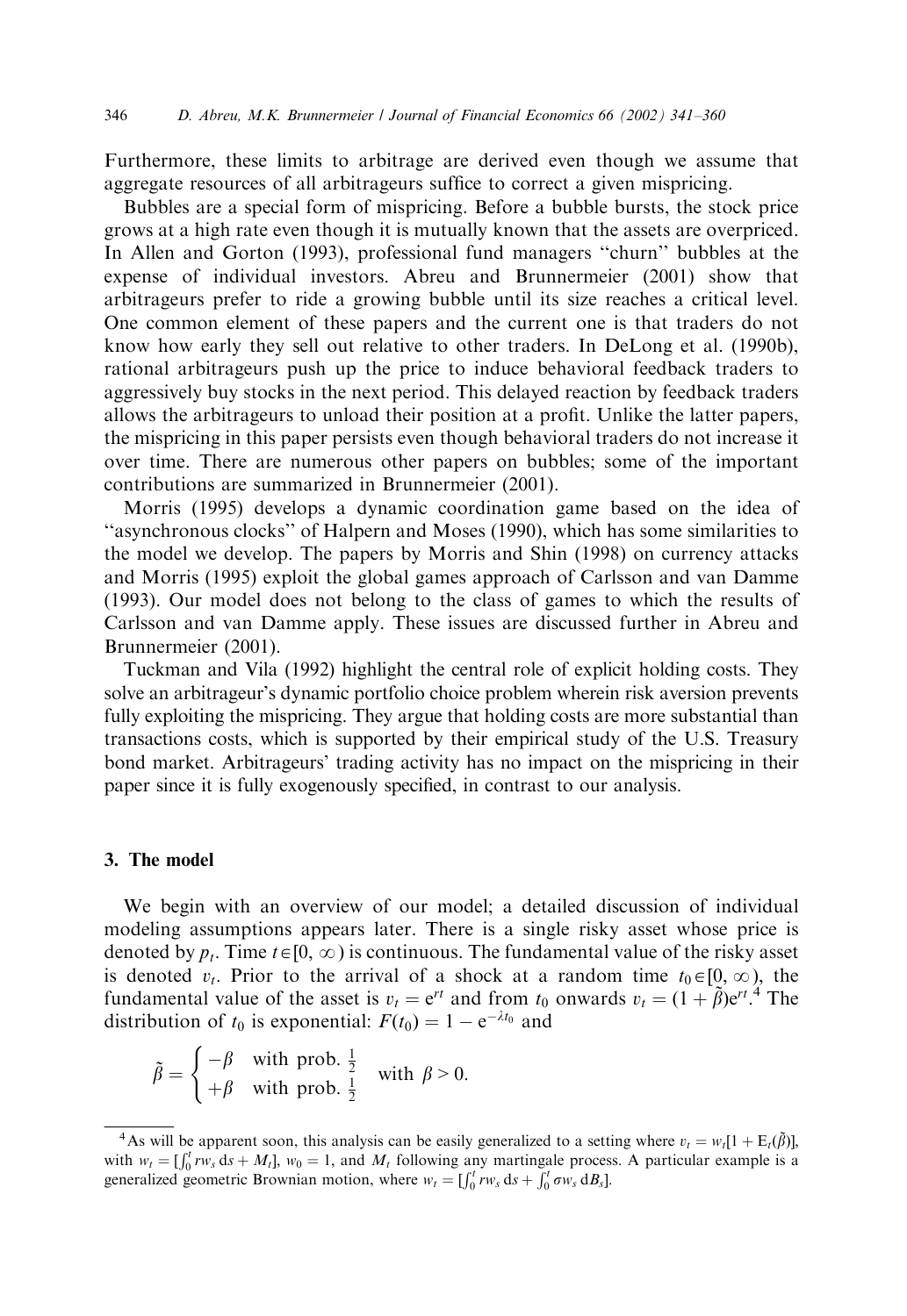Furthermore, these limits to arbitrage are derived even though we assume that aggregate resources of all arbitrageurs suffice to correct a given mispricing.

Bubbles are a special form of mispricing. Before a bubble bursts, the stock price grows at a high rate even though it is mutually known that the assets are overpriced. In Allen and Gorton (1993), professional fund managers "churn" bubbles at the expense of individual investors. Abreu and Brunnermeier (2001) show that arbitrageurs prefer to ride a growing bubble until its size reaches a critical level. One common element of these papers and the current one is that traders do not know how early they sell out relative to other traders. In DeLong et al. (1990b), rational arbitrageurs push up the price to induce behavioral feedback traders to aggressively buy stocks in the next period. This delayed reaction by feedback traders allows the arbitrageurs to unload their position at a profit. Unlike the latter papers, the mispricing in this paper persists even though behavioral traders do not increase it over time. There are numerous other papers on bubbles; some of the important contributions are summarized in Brunnermeier (2001).

Morris (1995) develops a dynamic coordination game based on the idea of "asynchronous clocks" of Halpern and Moses (1990), which has some similarities to the model we develop. The papers by Morris and Shin (1998) on currency attacks and Morris (1995) exploit the global games approach of Carlsson and van Damme (1993). Our model does not belong to the class of games to which the results of Carlsson and van Damme apply. These issues are discussed further in Abreu and Brunnermeier (2001).

Tuckman and Vila (1992) highlight the central role of explicit holding costs. They solve an arbitrageur's dynamic portfolio choice problem wherein risk aversion prevents fully exploiting the mispricing. They argue that holding costs are more substantial than transactions costs, which is supported by their empirical study of the U.S. Treasury bond market. Arbitrageurs' trading activity has no impact on the mispricing in their paper since it is fully exogenously specified, in contrast to our analysis.

## 3. The model

We begin with an overview of our model; a detailed discussion of individual modeling assumptions appears later. There is a single risky asset whose price is denoted by $p_t$. Time $t \in [0, \infty)$ is continuous. The fundamental value of the risky asset is denoted $v_t$. Prior to the arrival of a shock at a random time $t_0 \in [0, \infty)$, the fundamental value of the asset is $v_t = e^{rt}$ and from $t_0$ onwards $v_t = (1 + \tilde{\beta})e^{rt}$.[4] The distribution of $t_0$ is exponential: $F(t_0) = 1 - e^{-\lambda t_0}$ and

$$\tilde{\beta} = \begin{cases} -\beta & \text{with prob. } \frac{1}{2} \\ +\beta & \text{with prob. } \frac{1}{2} \end{cases} \quad \text{with } \beta > 0.$$

[4] As will be apparent soon, this analysis can be easily generalized to a setting where $v_t = w_t[1 + E_t(\tilde{\beta})]$, with $w_t = [\int_0^t r w_s \, ds + M_t]$, $w_0 = 1$, and $M_t$ following any martingale process. A particular example is a generalized geometric Brownian motion, where $w_t = [\int_0^t r w_s \, ds + \int_0^t \sigma w_s \, dB_s]$.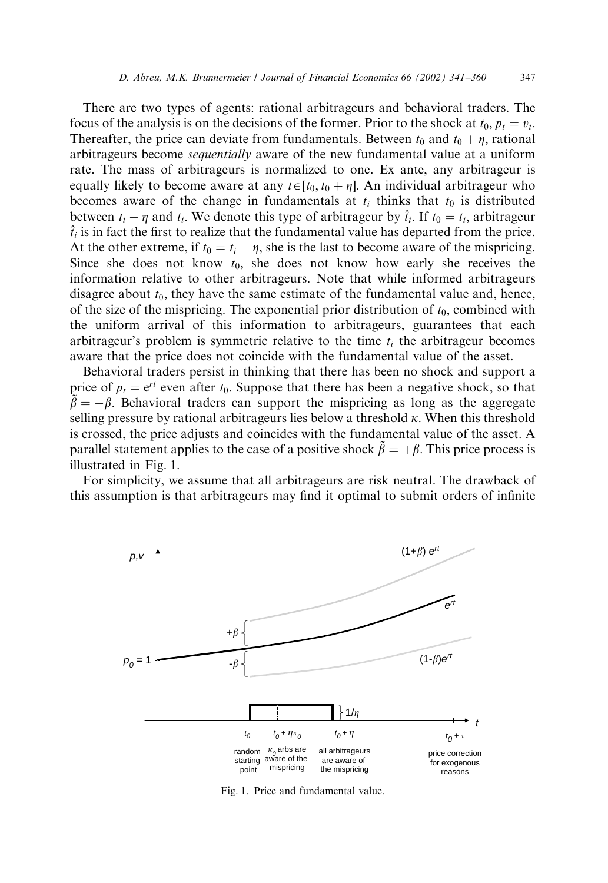There are two types of agents: rational arbitrageurs and behavioral traders. The focus of the analysis is on the decisions of the former. Prior to the shock at $t_0$, $p_t = v_t$. Thereafter, the price can deviate from fundamentals. Between $t_0$ and $t_0 + \eta$, rational arbitrageurs become *sequentially* aware of the new fundamental value at a uniform rate. The mass of arbitrageurs is normalized to one. Ex ante, any arbitrageur is equally likely to become aware at any $t \in [t_0, t_0 + \eta]$. An individual arbitrageur who becomes aware of the change in fundamentals at $t_i$ thinks that $t_0$ is distributed between $t_i - \eta$ and $t_i$. We denote this type of arbitrageur by $\hat{t}_i$. If $t_0 = t_i$, arbitrageur $\hat{t}_i$ is in fact the first to realize that the fundamental value has departed from the price. At the other extreme, if $t_0 = t_i - \eta$, she is the last to become aware of the mispricing. Since she does not know $t_0$, she does not know how early she receives the information relative to other arbitrageurs. Note that while informed arbitrageurs disagree about $t_0$, they have the same estimate of the fundamental value and, hence, of the size of the mispricing. The exponential prior distribution of $t_0$, combined with the uniform arrival of this information to arbitrageurs, guarantees that each arbitrageur's problem is symmetric relative to the time $t_i$ the arbitrageur becomes aware that the price does not coincide with the fundamental value of the asset.

Behavioral traders persist in thinking that there has been no shock and support a price of $p_t = e^{rt}$ even after $t_0$. Suppose that there has been a negative shock, so that $\tilde{\beta} = -\beta$. Behavioral traders can support the mispricing as long as the aggregate selling pressure by rational arbitrageurs lies below a threshold $\kappa$. When this threshold is crossed, the price adjusts and coincides with the fundamental value of the asset. A parallel statement applies to the case of a positive shock $\tilde{\beta} = +\beta$. This price process is illustrated in Fig. 1.

For simplicity, we assume that all arbitrageurs are risk neutral. The drawback of this assumption is that arbitrageurs may find it optimal to submit orders of infinite

Fig. 1. Price and fundamental value.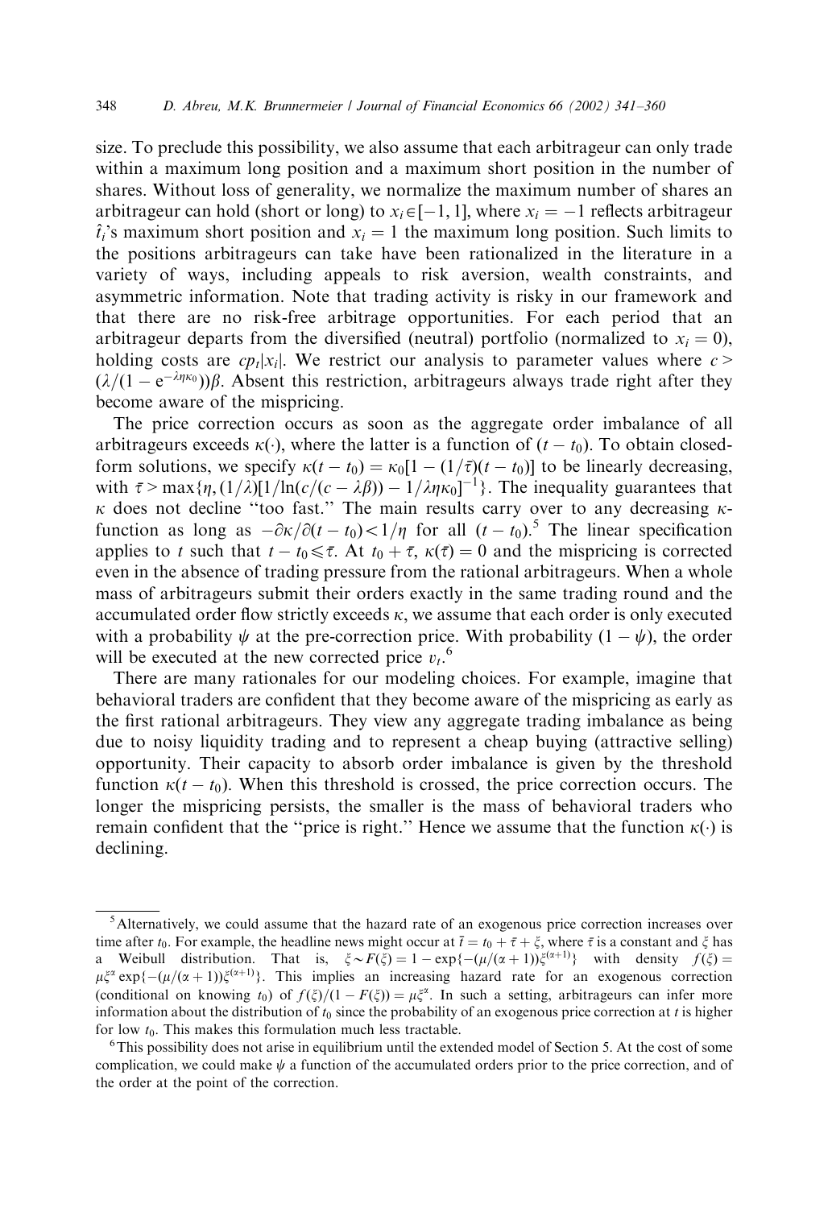size. To preclude this possibility, we also assume that each arbitrageur can only trade within a maximum long position and a maximum short position in the number of shares. Without loss of generality, we normalize the maximum number of shares an arbitrageur can hold (short or long) to $x_i \in [-1, 1]$, where $x_i = -1$ reflects arbitrageur $\hat{t}_i$'s maximum short position and $x_i = 1$ the maximum long position. Such limits to the positions arbitrageurs can take have been rationalized in the literature in a variety of ways, including appeals to risk aversion, wealth constraints, and asymmetric information. Note that trading activity is risky in our framework and that there are no risk-free arbitrage opportunities. For each period that an arbitrageur departs from the diversified (neutral) portfolio (normalized to $x_i = 0$), holding costs are $cp_t|x_i|$. We restrict our analysis to parameter values where $c > (\lambda/(1 - e^{-\lambda\eta\kappa_0}))\beta$. Absent this restriction, arbitrageurs always trade right after they become aware of the mispricing.

The price correction occurs as soon as the aggregate order imbalance of all arbitrageurs exceeds $\kappa(\cdot)$, where the latter is a function of $(t - t_0)$. To obtain closed-form solutions, we specify $\kappa(t - t_0) = \kappa_0[1 - (1/\bar{\tau})(t - t_0)]$ to be linearly decreasing, with $\bar{\tau} > \max\{\eta, (1/\lambda)[1/\ln(c/(c - \lambda\beta)) - 1/\lambda\eta\kappa_0]^{-1}\}$. The inequality guarantees that $\kappa$ does not decline "too fast." The main results carry over to any decreasing $\kappa$-function as long as $-\partial\kappa/\partial(t - t_0) < 1/\eta$ for all $(t - t_0)$.[5] The linear specification applies to $t$ such that $t - t_0 \leqslant \bar{\tau}$. At $t_0 + \bar{\tau}$, $\kappa(\bar{\tau}) = 0$ and the mispricing is corrected even in the absence of trading pressure from the rational arbitrageurs. When a whole mass of arbitrageurs submit their orders exactly in the same trading round and the accumulated order flow strictly exceeds $\kappa$, we assume that each order is only executed with a probability $\psi$ at the pre-correction price. With probability $(1 - \psi)$, the order will be executed at the new corrected price $v_t$.[6]

There are many rationales for our modeling choices. For example, imagine that behavioral traders are confident that they become aware of the mispricing as early as the first rational arbitrageurs. They view any aggregate trading imbalance as being due to noisy liquidity trading and to represent a cheap buying (attractive selling) opportunity. Their capacity to absorb order imbalance is given by the threshold function $\kappa(t - t_0)$. When this threshold is crossed, the price correction occurs. The longer the mispricing persists, the smaller is the mass of behavioral traders who remain confident that the "price is right." Hence we assume that the function $\kappa(\cdot)$ is declining.

---

[5] Alternatively, we could assume that the hazard rate of an exogenous price correction increases over time after $t_0$. For example, the headline news might occur at $\bar{t} = t_0 + \bar{\tau} + \xi$, where $\bar{\tau}$ is a constant and $\xi$ has a Weibull distribution. That is, $\xi \sim F(\xi) = 1 - \exp\{-(\mu/(\alpha+1))\xi^{(\alpha+1)}\}$ with density $f(\xi) = \mu\xi^{\alpha}\exp\{-(\mu/(\alpha+1))\xi^{(\alpha+1)}\}$. This implies an increasing hazard rate for an exogenous correction (conditional on knowing $t_0$) of $f(\xi)/(1 - F(\xi)) = \mu\xi^{\alpha}$. In such a setting, arbitrageurs can infer more information about the distribution of $t_0$ since the probability of an exogenous price correction at $t$ is higher for low $t_0$. This makes this formulation much less tractable.

[6] This possibility does not arise in equilibrium until the extended model of Section 5. At the cost of some complication, we could make $\psi$ a function of the accumulated orders prior to the price correction, and of the order at the point of the correction.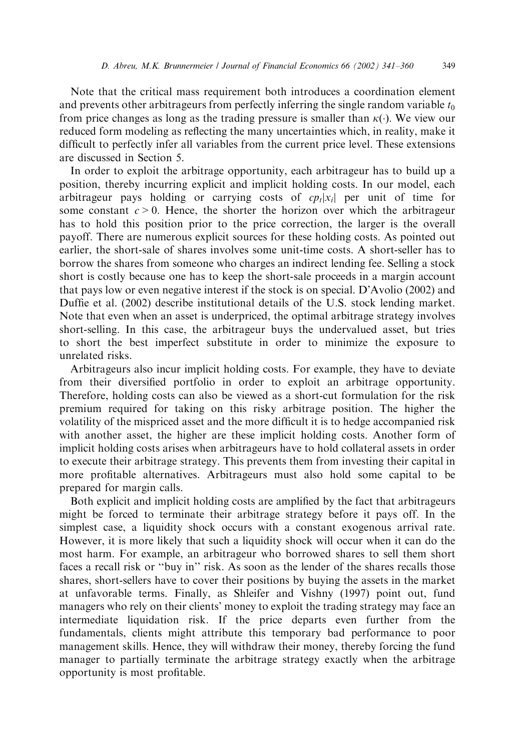Note that the critical mass requirement both introduces a coordination element and prevents other arbitrageurs from perfectly inferring the single random variable $t_0$ from price changes as long as the trading pressure is smaller than $\kappa(\cdot)$. We view our reduced form modeling as reflecting the many uncertainties which, in reality, make it difficult to perfectly infer all variables from the current price level. These extensions are discussed in Section 5.

In order to exploit the arbitrage opportunity, each arbitrageur has to build up a position, thereby incurring explicit and implicit holding costs. In our model, each arbitrageur pays holding or carrying costs of $cp_t|x_i|$ per unit of time for some constant $c > 0$. Hence, the shorter the horizon over which the arbitrageur has to hold this position prior to the price correction, the larger is the overall payoff. There are numerous explicit sources for these holding costs. As pointed out earlier, the short-sale of shares involves some unit-time costs. A short-seller has to borrow the shares from someone who charges an indirect lending fee. Selling a stock short is costly because one has to keep the short-sale proceeds in a margin account that pays low or even negative interest if the stock is on special. D'Avolio (2002) and Duffie et al. (2002) describe institutional details of the U.S. stock lending market. Note that even when an asset is underpriced, the optimal arbitrage strategy involves short-selling. In this case, the arbitrageur buys the undervalued asset, but tries to short the best imperfect substitute in order to minimize the exposure to unrelated risks.

Arbitrageurs also incur implicit holding costs. For example, they have to deviate from their diversified portfolio in order to exploit an arbitrage opportunity. Therefore, holding costs can also be viewed as a short-cut formulation for the risk premium required for taking on this risky arbitrage position. The higher the volatility of the mispriced asset and the more difficult it is to hedge accompanied risk with another asset, the higher are these implicit holding costs. Another form of implicit holding costs arises when arbitrageurs have to hold collateral assets in order to execute their arbitrage strategy. This prevents them from investing their capital in more profitable alternatives. Arbitrageurs must also hold some capital to be prepared for margin calls.

Both explicit and implicit holding costs are amplified by the fact that arbitrageurs might be forced to terminate their arbitrage strategy before it pays off. In the simplest case, a liquidity shock occurs with a constant exogenous arrival rate. However, it is more likely that such a liquidity shock will occur when it can do the most harm. For example, an arbitrageur who borrowed shares to sell them short faces a recall risk or "buy in" risk. As soon as the lender of the shares recalls those shares, short-sellers have to cover their positions by buying the assets in the market at unfavorable terms. Finally, as Shleifer and Vishny (1997) point out, fund managers who rely on their clients' money to exploit the trading strategy may face an intermediate liquidation risk. If the price departs even further from the fundamentals, clients might attribute this temporary bad performance to poor management skills. Hence, they will withdraw their money, thereby forcing the fund manager to partially terminate the arbitrage strategy exactly when the arbitrage opportunity is most profitable.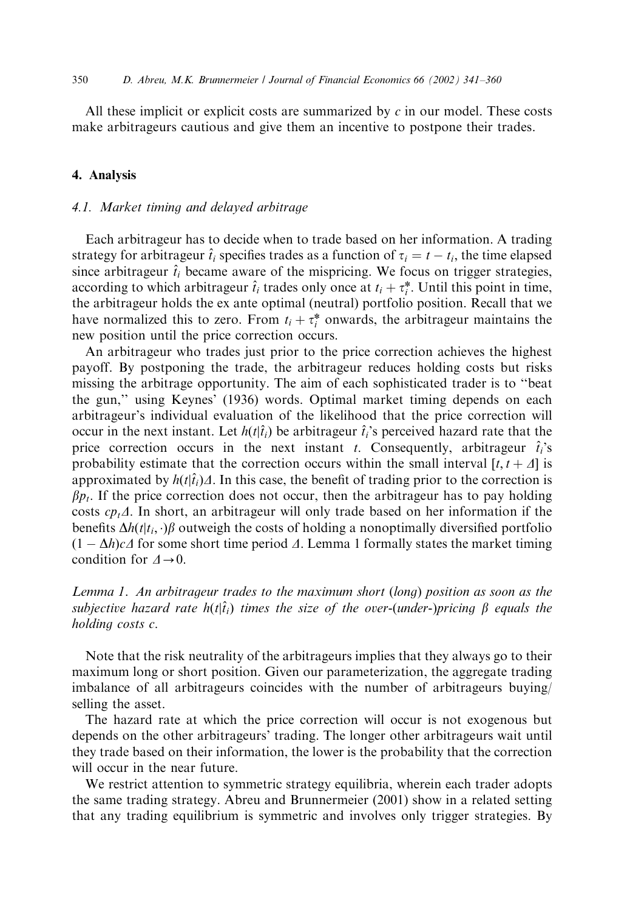All these implicit or explicit costs are summarized by $c$ in our model. These costs make arbitrageurs cautious and give them an incentive to postpone their trades.

## 4. Analysis

### 4.1. Market timing and delayed arbitrage

Each arbitrageur has to decide when to trade based on her information. A trading strategy for arbitrageur $\hat{t}_i$ specifies trades as a function of $\tau_i = t - t_i$, the time elapsed since arbitrageur $\hat{t}_i$ became aware of the mispricing. We focus on trigger strategies, according to which arbitrageur $\hat{t}_i$ trades only once at $t_i + \tau_i^*$. Until this point in time, the arbitrageur holds the ex ante optimal (neutral) portfolio position. Recall that we have normalized this to zero. From $t_i + \tau_i^*$ onwards, the arbitrageur maintains the new position until the price correction occurs.

An arbitrageur who trades just prior to the price correction achieves the highest payoff. By postponing the trade, the arbitrageur reduces holding costs but risks missing the arbitrage opportunity. The aim of each sophisticated trader is to "beat the gun," using Keynes' (1936) words. Optimal market timing depends on each arbitrageur's individual evaluation of the likelihood that the price correction will occur in the next instant. Let $h(t|\hat{t}_i)$ be arbitrageur $\hat{t}_i$'s perceived hazard rate that the price correction occurs in the next instant $t$. Consequently, arbitrageur $\hat{t}_i$'s probability estimate that the correction occurs within the small interval $[t, t + \Delta]$ is approximated by $h(t|\hat{t}_i)\Delta$. In this case, the benefit of trading prior to the correction is $\beta p_t$. If the price correction does not occur, then the arbitrageur has to pay holding costs $cp_t\Delta$. In short, an arbitrageur will only trade based on her information if the benefits $\Delta h(t|t_i, \cdot)\beta$ outweigh the costs of holding a nonoptimally diversified portfolio $(1 - \Delta h)c\Delta$ for some short time period $\Delta$. Lemma 1 formally states the market timing condition for $\Delta \to 0$.

*Lemma 1. An arbitrageur trades to the maximum short (long) position as soon as the subjective hazard rate $h(t|\hat{t}_i)$ times the size of the over-(under-)pricing $\beta$ equals the holding costs $c$.*

Note that the risk neutrality of the arbitrageurs implies that they always go to their maximum long or short position. Given our parameterization, the aggregate trading imbalance of all arbitrageurs coincides with the number of arbitrageurs buying/selling the asset.

The hazard rate at which the price correction will occur is not exogenous but depends on the other arbitrageurs' trading. The longer other arbitrageurs wait until they trade based on their information, the lower is the probability that the correction will occur in the near future.

We restrict attention to symmetric strategy equilibria, wherein each trader adopts the same trading strategy. Abreu and Brunnermeier (2001) show in a related setting that any trading equilibrium is symmetric and involves only trigger strategies. By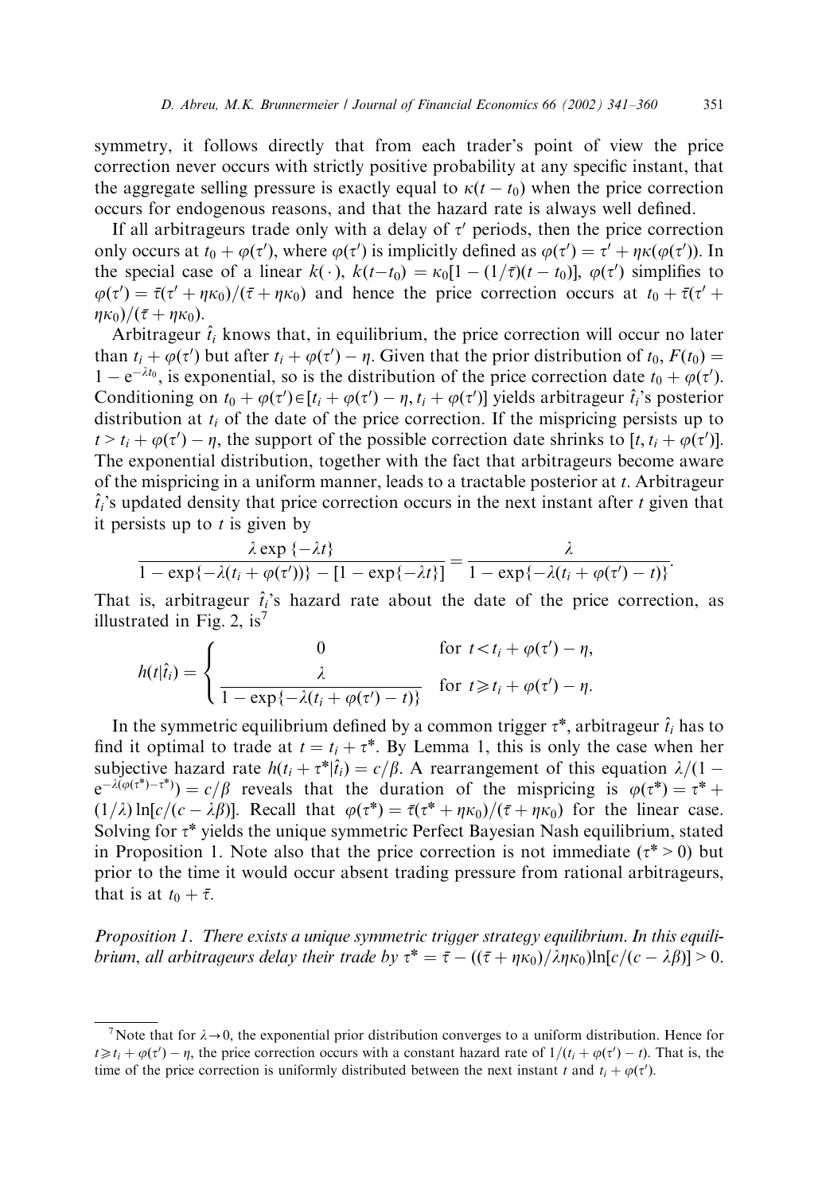symmetry, it follows directly that from each trader's point of view the price correction never occurs with strictly positive probability at any specific instant, that the aggregate selling pressure is exactly equal to $\kappa(t - t_0)$ when the price correction occurs for endogenous reasons, and that the hazard rate is always well defined.

If all arbitrageurs trade only with a delay of $\tau'$ periods, then the price correction only occurs at $t_0 + \varphi(\tau')$, where $\varphi(\tau')$ is implicitly defined as $\varphi(\tau') = \tau' + \eta\kappa(\varphi(\tau'))$. In the special case of a linear $k(\cdot)$, $k(t-t_0) = \kappa_0[1 - (1/\bar{\tau})(t - t_0)]$, $\varphi(\tau')$ simplifies to $\varphi(\tau') = \bar{\tau}(\tau' + \eta\kappa_0)/(\bar{\tau} + \eta\kappa_0)$ and hence the price correction occurs at $t_0 + \bar{\tau}(\tau' + \eta\kappa_0)/(\bar{\tau} + \eta\kappa_0)$.

Arbitrageur $\hat{t}_i$ knows that, in equilibrium, the price correction will occur no later than $t_i + \varphi(\tau')$ but after $t_i + \varphi(\tau') - \eta$. Given that the prior distribution of $t_0$, $F(t_0) = 1 - e^{-\lambda t_0}$, is exponential, so is the distribution of the price correction date $t_0 + \varphi(\tau')$. Conditioning on $t_0 + \varphi(\tau') \in [t_i + \varphi(\tau') - \eta, t_i + \varphi(\tau')]$ yields arbitrageur $\hat{t}_i$'s posterior distribution at $t_i$ of the date of the price correction. If the mispricing persists up to $t > t_i + \varphi(\tau') - \eta$, the support of the possible correction date shrinks to $[t, t_i + \varphi(\tau')]$. The exponential distribution, together with the fact that arbitrageurs become aware of the mispricing in a uniform manner, leads to a tractable posterior at $t$. Arbitrageur $\hat{t}_i$'s updated density that price correction occurs in the next instant after $t$ given that it persists up to $t$ is given by

$$\frac{\lambda \exp\{-\lambda t\}}{1 - \exp\{-\lambda(t_i + \varphi(\tau'))\} - [1 - \exp\{-\lambda t\}]} = \frac{\lambda}{1 - \exp\{-\lambda(t_i + \varphi(\tau') - t)\}}.$$

That is, arbitrageur $\hat{t}_i$'s hazard rate about the date of the price correction, as illustrated in Fig. 2, is[7]

$$h(t|\hat{t}_i) = \begin{cases} 0 & \text{for } t < t_i + \varphi(\tau') - \eta, \\ \dfrac{\lambda}{1 - \exp\{-\lambda(t_i + \varphi(\tau') - t)\}} & \text{for } t \geq t_i + \varphi(\tau') - \eta. \end{cases}$$

In the symmetric equilibrium defined by a common trigger $\tau^*$, arbitrageur $\hat{t}_i$ has to find it optimal to trade at $t = t_i + \tau^*$. By Lemma 1, this is only the case when her subjective hazard rate $h(t_i + \tau^*|\hat{t}_i) = c/\beta$. A rearrangement of this equation $\lambda/(1 - e^{-\lambda(\varphi(\tau^*) - \tau^*)}) = c/\beta$ reveals that the duration of the mispricing is $\varphi(\tau^*) = \tau^* + (1/\lambda)\ln[c/(c - \lambda\beta)]$. Recall that $\varphi(\tau^*) = \bar{\tau}(\tau^* + \eta\kappa_0)/(\bar{\tau} + \eta\kappa_0)$ for the linear case. Solving for $\tau^*$ yields the unique symmetric Perfect Bayesian Nash equilibrium, stated in Proposition 1. Note also that the price correction is not immediate ($\tau^* > 0$) but prior to the time it would occur absent trading pressure from rational arbitrageurs, that is at $t_0 + \bar{\tau}$.

*Proposition 1. There exists a unique symmetric trigger strategy equilibrium. In this equilibrium, all arbitrageurs delay their trade by* $\tau^* = \bar{\tau} - ((\bar{\tau} + \eta\kappa_0)/\lambda\eta\kappa_0)\ln[c/(c - \lambda\beta)] > 0$.

---

[7] Note that for $\lambda \to 0$, the exponential prior distribution converges to a uniform distribution. Hence for $t \geq t_i + \varphi(\tau') - \eta$, the price correction occurs with a constant hazard rate of $1/(t_i + \varphi(\tau') - t)$. That is, the time of the price correction is uniformly distributed between the next instant $t$ and $t_i + \varphi(\tau')$.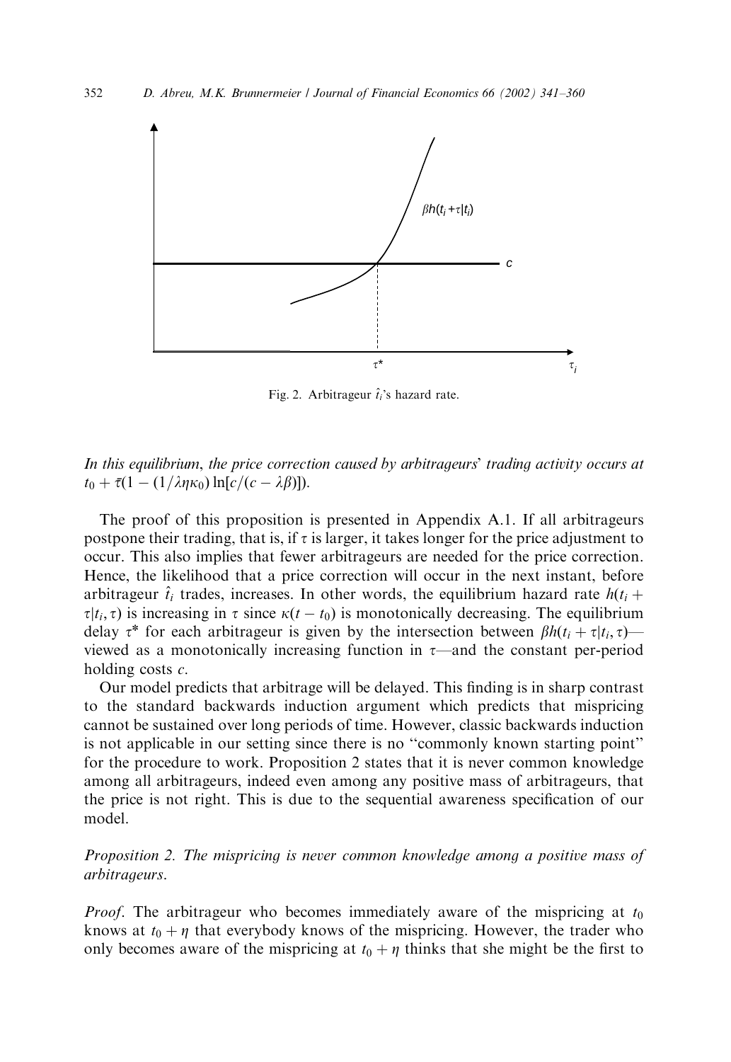Fig. 2. Arbitrageur $\hat{t}_i$'s hazard rate.

*In this equilibrium, the price correction caused by arbitrageurs' trading activity occurs at* $t_0 + \bar{\tau}(1 - (1/\lambda\eta\kappa_0)\ln[c/(c - \lambda\beta)])$.

The proof of this proposition is presented in Appendix A.1. If all arbitrageurs postpone their trading, that is, if $\tau$ is larger, it takes longer for the price adjustment to occur. This also implies that fewer arbitrageurs are needed for the price correction. Hence, the likelihood that a price correction will occur in the next instant, before arbitrageur $\hat{t}_i$ trades, increases. In other words, the equilibrium hazard rate $h(t_i + \tau|t_i, \tau)$ is increasing in $\tau$ since $\kappa(t - t_0)$ is monotonically decreasing. The equilibrium delay $\tau^*$ for each arbitrageur is given by the intersection between $\beta h(t_i + \tau|t_i, \tau)$—viewed as a monotonically increasing function in $\tau$—and the constant per-period holding costs $c$.

Our model predicts that arbitrage will be delayed. This finding is in sharp contrast to the standard backwards induction argument which predicts that mispricing cannot be sustained over long periods of time. However, classic backwards induction is not applicable in our setting since there is no "commonly known starting point" for the procedure to work. Proposition 2 states that it is never common knowledge among all arbitrageurs, indeed even among any positive mass of arbitrageurs, that the price is not right. This is due to the sequential awareness specification of our model.

*Proposition 2. The mispricing is never common knowledge among a positive mass of arbitrageurs.*

*Proof.* The arbitrageur who becomes immediately aware of the mispricing at $t_0$ knows at $t_0 + \eta$ that everybody knows of the mispricing. However, the trader who only becomes aware of the mispricing at $t_0 + \eta$ thinks that she might be the first to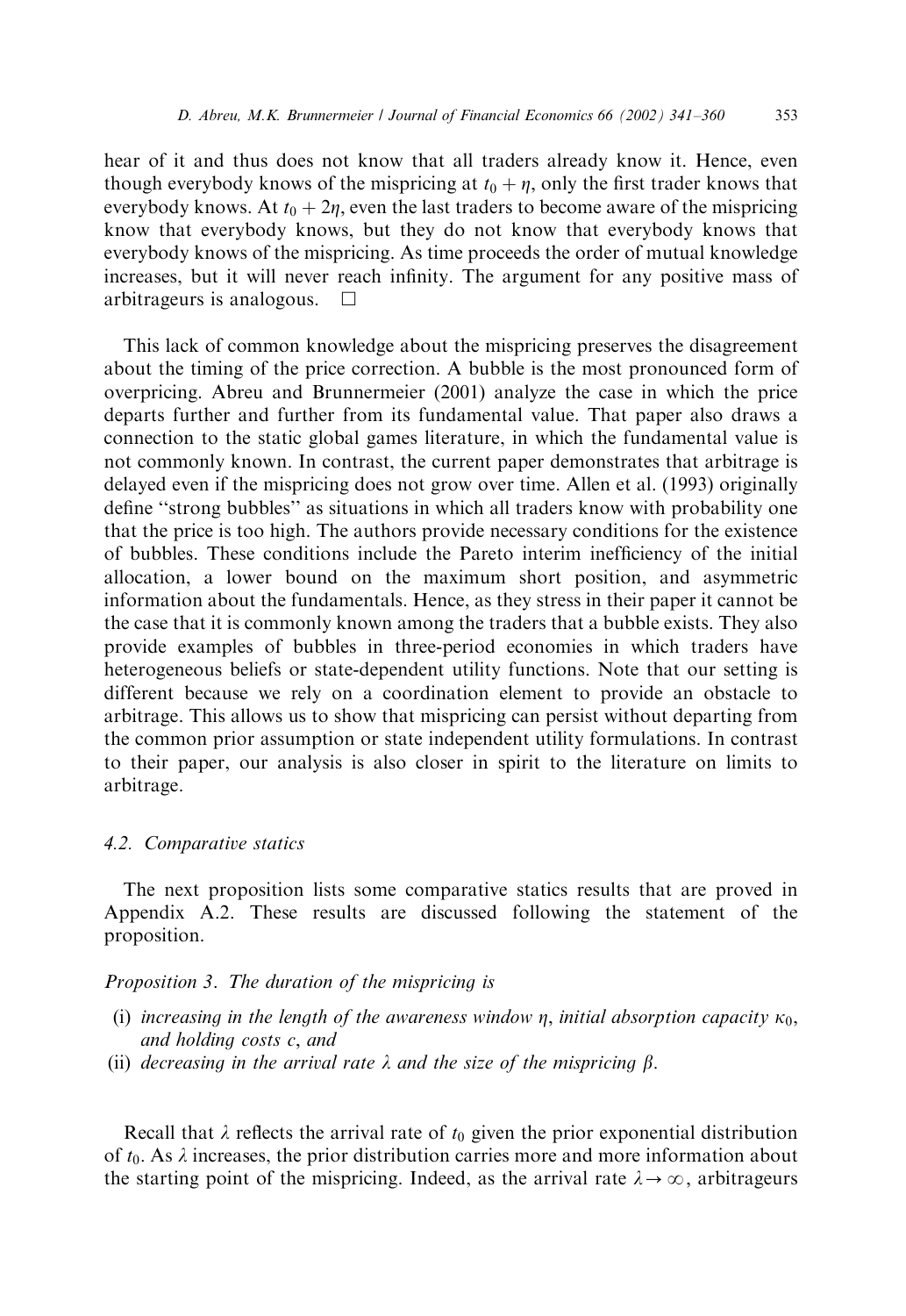hear of it and thus does not know that all traders already know it. Hence, even though everybody knows of the mispricing at $t_0 + \eta$, only the first trader knows that everybody knows. At $t_0 + 2\eta$, even the last traders to become aware of the mispricing know that everybody knows, but they do not know that everybody knows that everybody knows of the mispricing. As time proceeds the order of mutual knowledge increases, but it will never reach infinity. The argument for any positive mass of arbitrageurs is analogous. □

This lack of common knowledge about the mispricing preserves the disagreement about the timing of the price correction. A bubble is the most pronounced form of overpricing. Abreu and Brunnermeier (2001) analyze the case in which the price departs further and further from its fundamental value. That paper also draws a connection to the static global games literature, in which the fundamental value is not commonly known. In contrast, the current paper demonstrates that arbitrage is delayed even if the mispricing does not grow over time. Allen et al. (1993) originally define "strong bubbles" as situations in which all traders know with probability one that the price is too high. The authors provide necessary conditions for the existence of bubbles. These conditions include the Pareto interim inefficiency of the initial allocation, a lower bound on the maximum short position, and asymmetric information about the fundamentals. Hence, as they stress in their paper it cannot be the case that it is commonly known among the traders that a bubble exists. They also provide examples of bubbles in three-period economies in which traders have heterogeneous beliefs or state-dependent utility functions. Note that our setting is different because we rely on a coordination element to provide an obstacle to arbitrage. This allows us to show that mispricing can persist without departing from the common prior assumption or state independent utility formulations. In contrast to their paper, our analysis is also closer in spirit to the literature on limits to arbitrage.

### 4.2. Comparative statics

The next proposition lists some comparative statics results that are proved in Appendix A.2. These results are discussed following the statement of the proposition.

*Proposition 3*. *The duration of the mispricing is*

(i) *increasing in the length of the awareness window* $\eta$, *initial absorption capacity* $\kappa_0$, *and holding costs* $c$, *and*
(ii) *decreasing in the arrival rate* $\lambda$ *and the size of the mispricing* $\beta$.

Recall that $\lambda$ reflects the arrival rate of $t_0$ given the prior exponential distribution of $t_0$. As $\lambda$ increases, the prior distribution carries more and more information about the starting point of the mispricing. Indeed, as the arrival rate $\lambda \to \infty$, arbitrageurs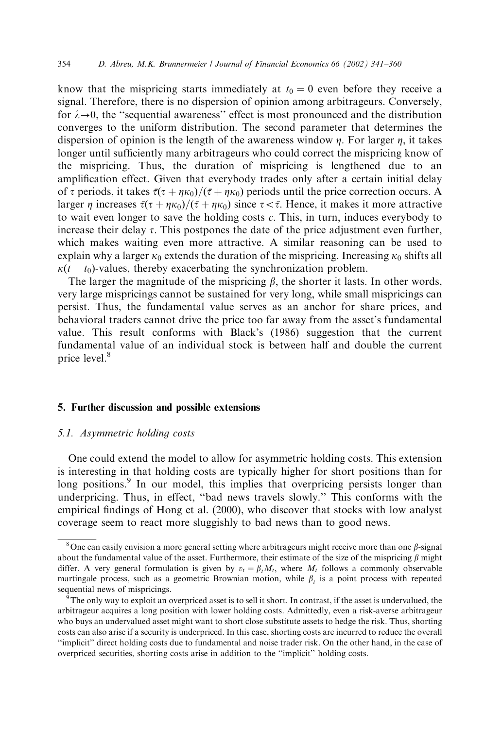know that the mispricing starts immediately at $t_0 = 0$ even before they receive a signal. Therefore, there is no dispersion of opinion among arbitrageurs. Conversely, for $\lambda \to 0$, the "sequential awareness" effect is most pronounced and the distribution converges to the uniform distribution. The second parameter that determines the dispersion of opinion is the length of the awareness window $\eta$. For larger $\eta$, it takes longer until sufficiently many arbitrageurs who could correct the mispricing know of the mispricing. Thus, the duration of mispricing is lengthened due to an amplification effect. Given that everybody trades only after a certain initial delay of $\tau$ periods, it takes $\bar{\tau}(\tau + \eta\kappa_0)/(\bar{\tau} + \eta\kappa_0)$ periods until the price correction occurs. A larger $\eta$ increases $\bar{\tau}(\tau + \eta\kappa_0)/(\bar{\tau} + \eta\kappa_0)$ since $\tau < \bar{\tau}$. Hence, it makes it more attractive to wait even longer to save the holding costs $c$. This, in turn, induces everybody to increase their delay $\tau$. This postpones the date of the price adjustment even further, which makes waiting even more attractive. A similar reasoning can be used to explain why a larger $\kappa_0$ extends the duration of the mispricing. Increasing $\kappa_0$ shifts all $\kappa(t - t_0)$-values, thereby exacerbating the synchronization problem.

The larger the magnitude of the mispricing $\beta$, the shorter it lasts. In other words, very large mispricings cannot be sustained for very long, while small mispricings can persist. Thus, the fundamental value serves as an anchor for share prices, and behavioral traders cannot drive the price too far away from the asset's fundamental value. This result conforms with Black's (1986) suggestion that the current fundamental value of an individual stock is between half and double the current price level.[8]

## 5. Further discussion and possible extensions

### 5.1. Asymmetric holding costs

One could extend the model to allow for asymmetric holding costs. This extension is interesting in that holding costs are typically higher for short positions than for long positions.[9] In our model, this implies that overpricing persists longer than underpricing. Thus, in effect, "bad news travels slowly." This conforms with the empirical findings of Hong et al. (2000), who discover that stocks with low analyst coverage seem to react more sluggishly to bad news than to good news.

---

[8] One can easily envision a more general setting where arbitrageurs might receive more than one $\beta$-signal about the fundamental value of the asset. Furthermore, their estimate of the size of the mispricing $\beta$ might differ. A very general formulation is given by $v_t = \beta_t M_t$, where $M_t$ follows a commonly observable martingale process, such as a geometric Brownian motion, while $\beta_t$ is a point process with repeated sequential news of mispricings.

[9] The only way to exploit an overpriced asset is to sell it short. In contrast, if the asset is undervalued, the arbitrageur acquires a long position with lower holding costs. Admittedly, even a risk-averse arbitrageur who buys an undervalued asset might want to short close substitute assets to hedge the risk. Thus, shorting costs can also arise if a security is underpriced. In this case, shorting costs are incurred to reduce the overall "implicit" direct holding costs due to fundamental and noise trader risk. On the other hand, in the case of overpriced securities, shorting costs arise in addition to the "implicit" holding costs.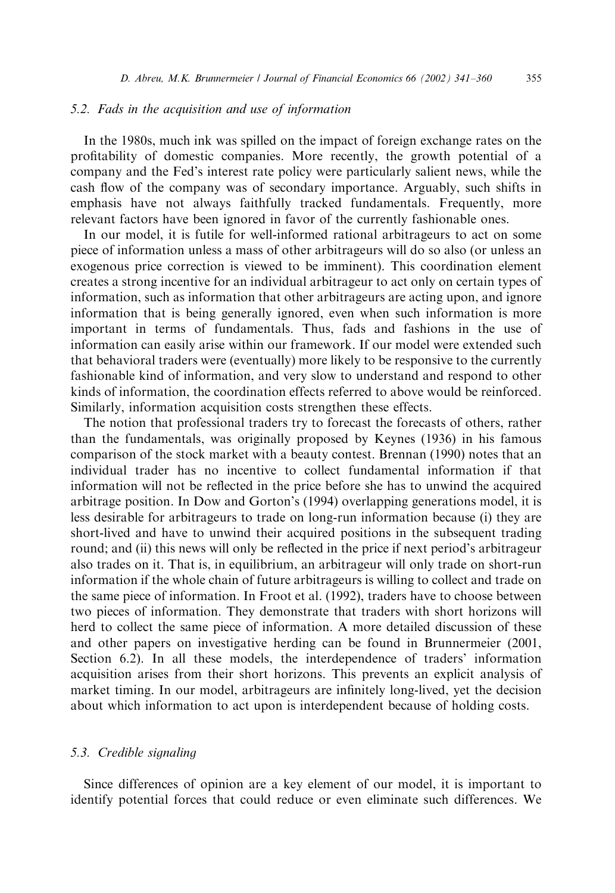### 5.2. Fads in the acquisition and use of information

In the 1980s, much ink was spilled on the impact of foreign exchange rates on the profitability of domestic companies. More recently, the growth potential of a company and the Fed's interest rate policy were particularly salient news, while the cash flow of the company was of secondary importance. Arguably, such shifts in emphasis have not always faithfully tracked fundamentals. Frequently, more relevant factors have been ignored in favor of the currently fashionable ones.

In our model, it is futile for well-informed rational arbitrageurs to act on some piece of information unless a mass of other arbitrageurs will do so also (or unless an exogenous price correction is viewed to be imminent). This coordination element creates a strong incentive for an individual arbitrageur to act only on certain types of information, such as information that other arbitrageurs are acting upon, and ignore information that is being generally ignored, even when such information is more important in terms of fundamentals. Thus, fads and fashions in the use of information can easily arise within our framework. If our model were extended such that behavioral traders were (eventually) more likely to be responsive to the currently fashionable kind of information, and very slow to understand and respond to other kinds of information, the coordination effects referred to above would be reinforced. Similarly, information acquisition costs strengthen these effects.

The notion that professional traders try to forecast the forecasts of others, rather than the fundamentals, was originally proposed by Keynes (1936) in his famous comparison of the stock market with a beauty contest. Brennan (1990) notes that an individual trader has no incentive to collect fundamental information if that information will not be reflected in the price before she has to unwind the acquired arbitrage position. In Dow and Gorton's (1994) overlapping generations model, it is less desirable for arbitrageurs to trade on long-run information because (i) they are short-lived and have to unwind their acquired positions in the subsequent trading round; and (ii) this news will only be reflected in the price if next period's arbitrageur also trades on it. That is, in equilibrium, an arbitrageur will only trade on short-run information if the whole chain of future arbitrageurs is willing to collect and trade on the same piece of information. In Froot et al. (1992), traders have to choose between two pieces of information. They demonstrate that traders with short horizons will herd to collect the same piece of information. A more detailed discussion of these and other papers on investigative herding can be found in Brunnermeier (2001, Section 6.2). In all these models, the interdependence of traders' information acquisition arises from their short horizons. This prevents an explicit analysis of market timing. In our model, arbitrageurs are infinitely long-lived, yet the decision about which information to act upon is interdependent because of holding costs.

### 5.3. Credible signaling

Since differences of opinion are a key element of our model, it is important to identify potential forces that could reduce or even eliminate such differences. We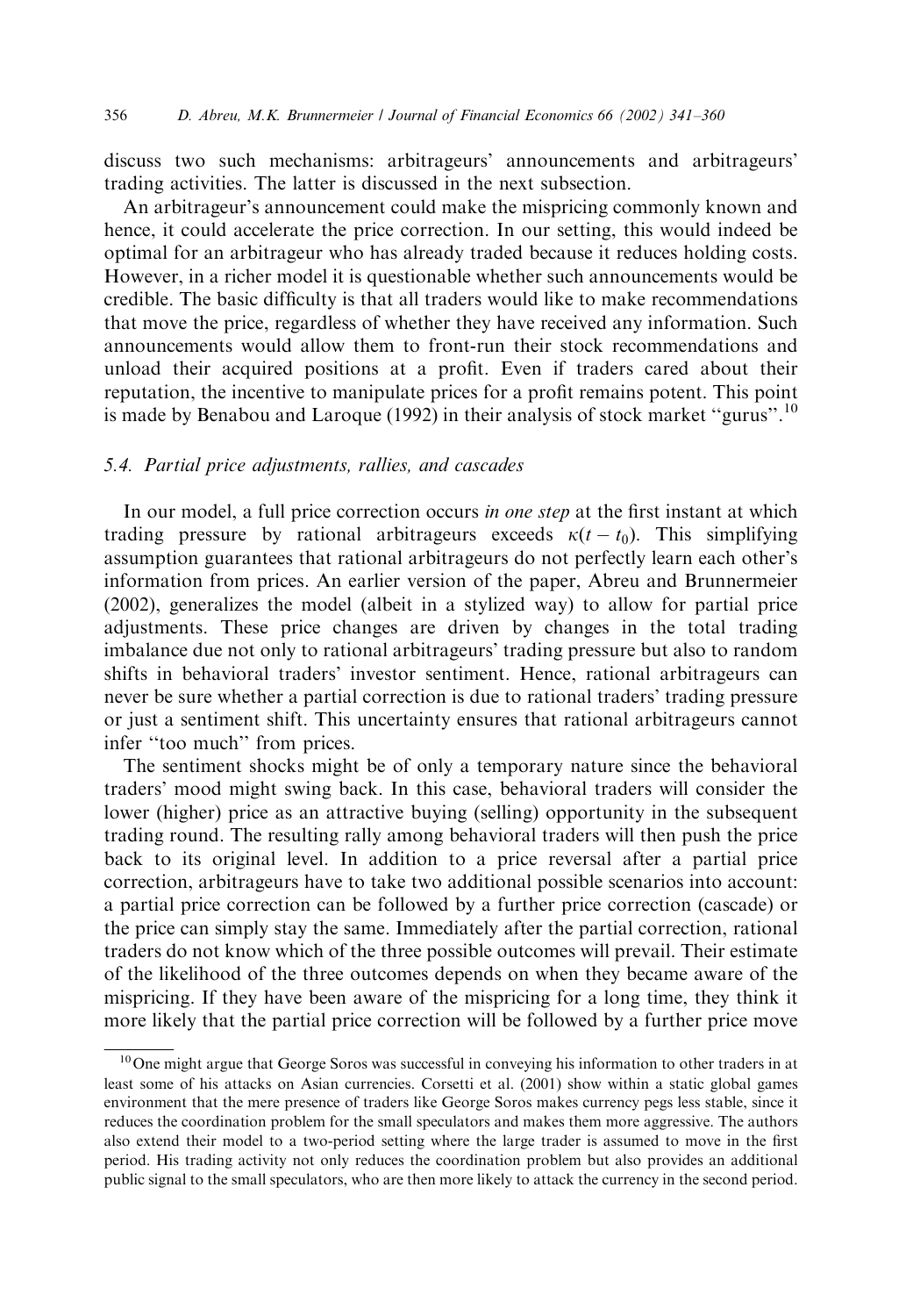discuss two such mechanisms: arbitrageurs' announcements and arbitrageurs' trading activities. The latter is discussed in the next subsection.

An arbitrageur's announcement could make the mispricing commonly known and hence, it could accelerate the price correction. In our setting, this would indeed be optimal for an arbitrageur who has already traded because it reduces holding costs. However, in a richer model it is questionable whether such announcements would be credible. The basic difficulty is that all traders would like to make recommendations that move the price, regardless of whether they have received any information. Such announcements would allow them to front-run their stock recommendations and unload their acquired positions at a profit. Even if traders cared about their reputation, the incentive to manipulate prices for a profit remains potent. This point is made by Benabou and Laroque (1992) in their analysis of stock market "gurus".[10]

### 5.4. Partial price adjustments, rallies, and cascades

In our model, a full price correction occurs *in one step* at the first instant at which trading pressure by rational arbitrageurs exceeds $\kappa(t - t_0)$. This simplifying assumption guarantees that rational arbitrageurs do not perfectly learn each other's information from prices. An earlier version of the paper, Abreu and Brunnermeier (2002), generalizes the model (albeit in a stylized way) to allow for partial price adjustments. These price changes are driven by changes in the total trading imbalance due not only to rational arbitrageurs' trading pressure but also to random shifts in behavioral traders' investor sentiment. Hence, rational arbitrageurs can never be sure whether a partial correction is due to rational traders' trading pressure or just a sentiment shift. This uncertainty ensures that rational arbitrageurs cannot infer "too much" from prices.

The sentiment shocks might be of only a temporary nature since the behavioral traders' mood might swing back. In this case, behavioral traders will consider the lower (higher) price as an attractive buying (selling) opportunity in the subsequent trading round. The resulting rally among behavioral traders will then push the price back to its original level. In addition to a price reversal after a partial price correction, arbitrageurs have to take two additional possible scenarios into account: a partial price correction can be followed by a further price correction (cascade) or the price can simply stay the same. Immediately after the partial correction, rational traders do not know which of the three possible outcomes will prevail. Their estimate of the likelihood of the three outcomes depends on when they became aware of the mispricing. If they have been aware of the mispricing for a long time, they think it more likely that the partial price correction will be followed by a further price move

[10] One might argue that George Soros was successful in conveying his information to other traders in at least some of his attacks on Asian currencies. Corsetti et al. (2001) show within a static global games environment that the mere presence of traders like George Soros makes currency pegs less stable, since it reduces the coordination problem for the small speculators and makes them more aggressive. The authors also extend their model to a two-period setting where the large trader is assumed to move in the first period. His trading activity not only reduces the coordination problem but also provides an additional public signal to the small speculators, who are then more likely to attack the currency in the second period.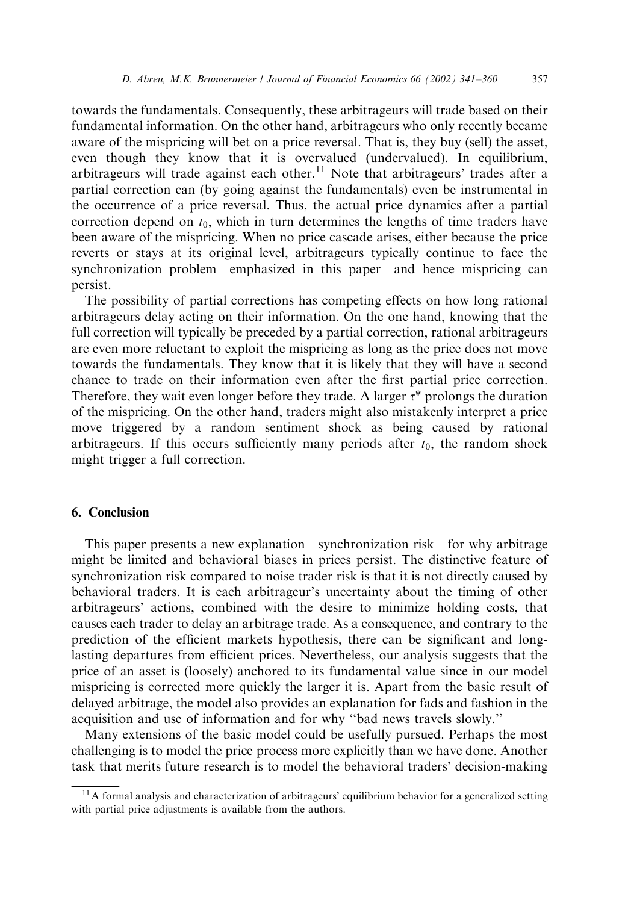towards the fundamentals. Consequently, these arbitrageurs will trade based on their fundamental information. On the other hand, arbitrageurs who only recently became aware of the mispricing will bet on a price reversal. That is, they buy (sell) the asset, even though they know that it is overvalued (undervalued). In equilibrium, arbitrageurs will trade against each other.[11] Note that arbitrageurs' trades after a partial correction can (by going against the fundamentals) even be instrumental in the occurrence of a price reversal. Thus, the actual price dynamics after a partial correction depend on $t_0$, which in turn determines the lengths of time traders have been aware of the mispricing. When no price cascade arises, either because the price reverts or stays at its original level, arbitrageurs typically continue to face the synchronization problem—emphasized in this paper—and hence mispricing can persist.

The possibility of partial corrections has competing effects on how long rational arbitrageurs delay acting on their information. On the one hand, knowing that the full correction will typically be preceded by a partial correction, rational arbitrageurs are even more reluctant to exploit the mispricing as long as the price does not move towards the fundamentals. They know that it is likely that they will have a second chance to trade on their information even after the first partial price correction. Therefore, they wait even longer before they trade. A larger $\tau^*$ prolongs the duration of the mispricing. On the other hand, traders might also mistakenly interpret a price move triggered by a random sentiment shock as being caused by rational arbitrageurs. If this occurs sufficiently many periods after $t_0$, the random shock might trigger a full correction.

## 6. Conclusion

This paper presents a new explanation—synchronization risk—for why arbitrage might be limited and behavioral biases in prices persist. The distinctive feature of synchronization risk compared to noise trader risk is that it is not directly caused by behavioral traders. It is each arbitrageur's uncertainty about the timing of other arbitrageurs' actions, combined with the desire to minimize holding costs, that causes each trader to delay an arbitrage trade. As a consequence, and contrary to the prediction of the efficient markets hypothesis, there can be significant and long-lasting departures from efficient prices. Nevertheless, our analysis suggests that the price of an asset is (loosely) anchored to its fundamental value since in our model mispricing is corrected more quickly the larger it is. Apart from the basic result of delayed arbitrage, the model also provides an explanation for fads and fashion in the acquisition and use of information and for why "bad news travels slowly."

Many extensions of the basic model could be usefully pursued. Perhaps the most challenging is to model the price process more explicitly than we have done. Another task that merits future research is to model the behavioral traders' decision-making

[11] A formal analysis and characterization of arbitrageurs' equilibrium behavior for a generalized setting with partial price adjustments is available from the authors.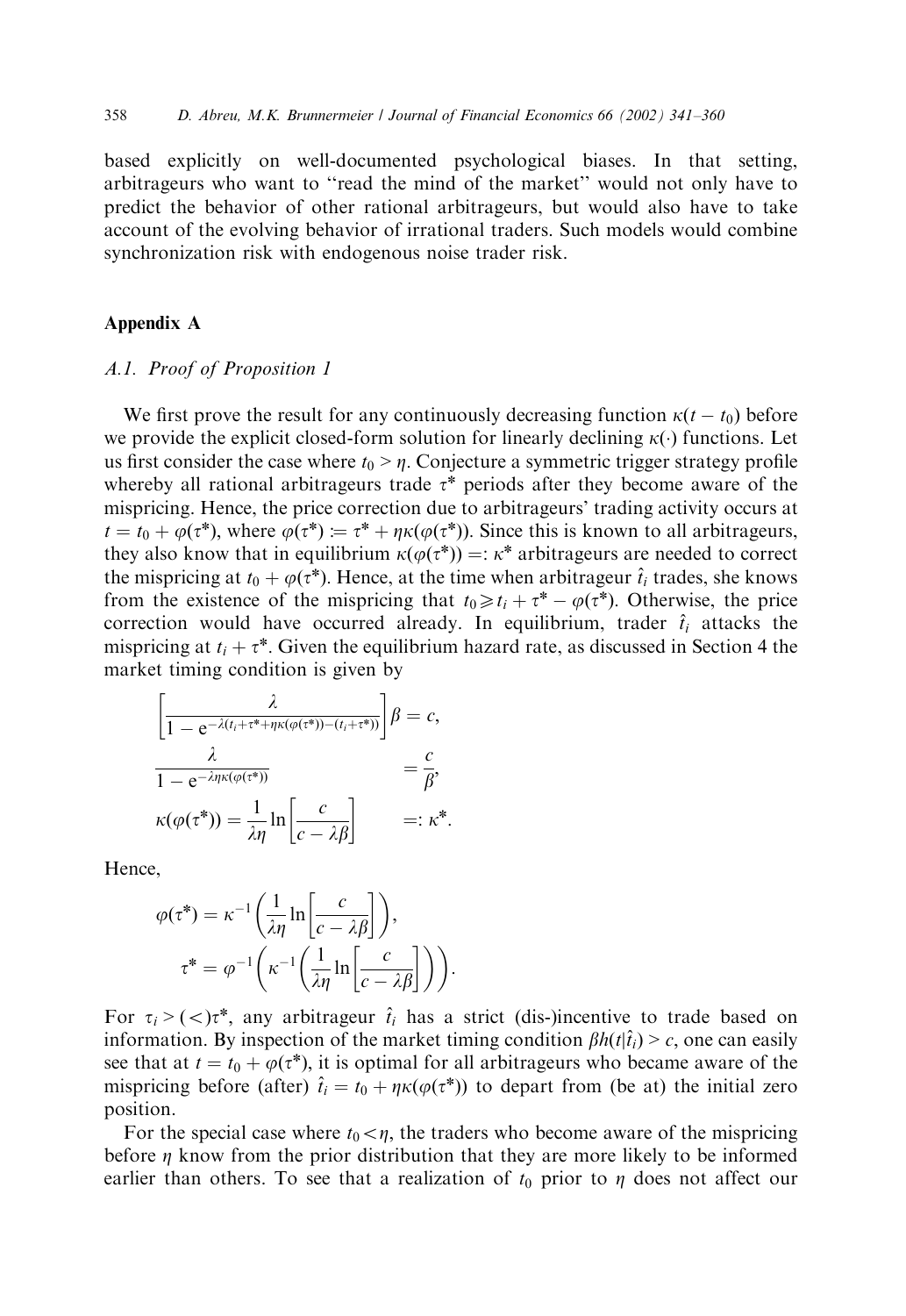based explicitly on well-documented psychological biases. In that setting, arbitrageurs who want to "read the mind of the market" would not only have to predict the behavior of other rational arbitrageurs, but would also have to take account of the evolving behavior of irrational traders. Such models would combine synchronization risk with endogenous noise trader risk.

## Appendix A

### A.1. Proof of Proposition 1

We first prove the result for any continuously decreasing function $\kappa(t - t_0)$ before we provide the explicit closed-form solution for linearly declining $\kappa(\cdot)$ functions. Let us first consider the case where $t_0 > \eta$. Conjecture a symmetric trigger strategy profile whereby all rational arbitrageurs trade $\tau^*$ periods after they become aware of the mispricing. Hence, the price correction due to arbitrageurs' trading activity occurs at $t = t_0 + \varphi(\tau^*)$, where $\varphi(\tau^*) := \tau^* + \eta\kappa(\varphi(\tau^*))$. Since this is known to all arbitrageurs, they also know that in equilibrium $\kappa(\varphi(\tau^*)) =: \kappa^*$ arbitrageurs are needed to correct the mispricing at $t_0 + \varphi(\tau^*)$. Hence, at the time when arbitrageur $\hat{t}_i$ trades, she knows from the existence of the mispricing that $t_0 \geqslant t_i + \tau^* - \varphi(\tau^*)$. Otherwise, the price correction would have occurred already. In equilibrium, trader $\hat{t}_i$ attacks the mispricing at $t_i + \tau^*$. Given the equilibrium hazard rate, as discussed in Section 4 the market timing condition is given by

$$
\begin{aligned}
\left[\frac{\lambda}{1 - e^{-\lambda(t_i + \tau^* + \eta\kappa(\varphi(\tau^*)) - (t_i + \tau^*))}}\right]\beta &= c, \\
\frac{\lambda}{1 - e^{-\lambda\eta\kappa(\varphi(\tau^*))}} &= \frac{c}{\beta}, \\
\kappa(\varphi(\tau^*)) = \frac{1}{\lambda\eta}\ln\left[\frac{c}{c - \lambda\beta}\right] &=: \kappa^*.
\end{aligned}
$$

Hence,

$$
\begin{aligned}
\varphi(\tau^*) &= \kappa^{-1}\left(\frac{1}{\lambda\eta}\ln\left[\frac{c}{c - \lambda\beta}\right]\right), \\
\tau^* &= \varphi^{-1}\left(\kappa^{-1}\left(\frac{1}{\lambda\eta}\ln\left[\frac{c}{c - \lambda\beta}\right]\right)\right).
\end{aligned}
$$

For $\tau_i > (<)\tau^*$, any arbitrageur $\hat{t}_i$ has a strict (dis-)incentive to trade based on information. By inspection of the market timing condition $\beta h(t|\hat{t}_i) > c$, one can easily see that at $t = t_0 + \varphi(\tau^*)$, it is optimal for all arbitrageurs who became aware of the mispricing before (after) $\hat{t}_i = t_0 + \eta\kappa(\varphi(\tau^*))$ to depart from (be at) the initial zero position.

For the special case where $t_0 < \eta$, the traders who become aware of the mispricing before $\eta$ know from the prior distribution that they are more likely to be informed earlier than others. To see that a realization of $t_0$ prior to $\eta$ does not affect our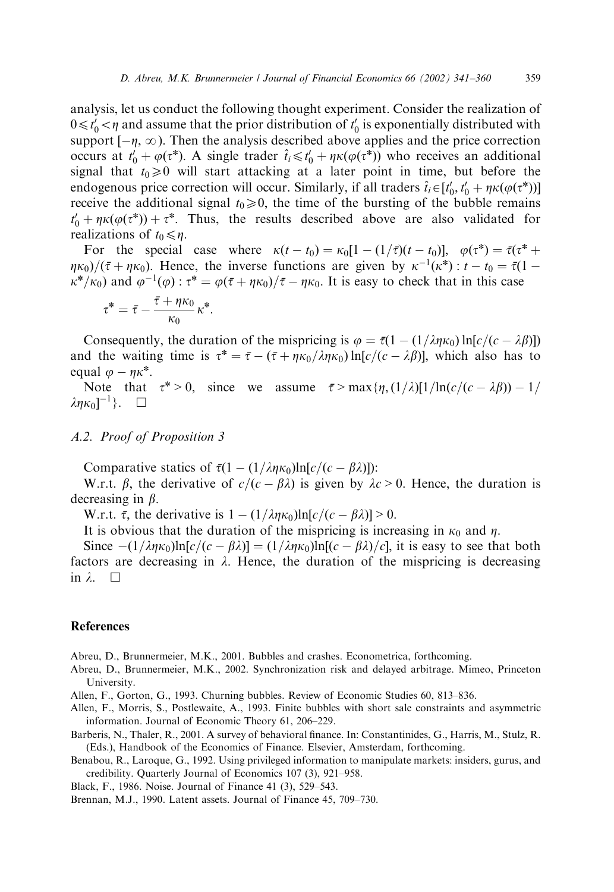analysis, let us conduct the following thought experiment. Consider the realization of $0 \leqslant t_0' < \eta$ and assume that the prior distribution of $t_0'$ is exponentially distributed with support $[-\eta, \infty)$. Then the analysis described above applies and the price correction occurs at $t_0' + \varphi(\tau^*)$. A single trader $\hat{t}_i \leqslant t_0' + \eta\kappa(\varphi(\tau^*))$ who receives an additional signal that $t_0 \geqslant 0$ will start attacking at a later point in time, but before the endogenous price correction will occur. Similarly, if all traders $\hat{t}_i \in [t_0', t_0' + \eta\kappa(\varphi(\tau^*))]$ receive the additional signal $t_0 \geqslant 0$, the time of the bursting of the bubble remains $t_0' + \eta\kappa(\varphi(\tau^*)) + \tau^*$. Thus, the results described above are also validated for realizations of $t_0 \leqslant \eta$.

For the special case where $\kappa(t - t_0) = \kappa_0[1 - (1/\bar{\tau})(t - t_0)]$, $\varphi(\tau^*) = \bar{\tau}(\tau^* + \eta\kappa_0)/(\bar{\tau} + \eta\kappa_0)$. Hence, the inverse functions are given by $\kappa^{-1}(\kappa^*) : t - t_0 = \bar{\tau}(1 - \kappa^*/\kappa_0)$ and $\varphi^{-1}(\varphi) : \tau^* = \varphi(\bar{\tau} + \eta\kappa_0)/\bar{\tau} - \eta\kappa_0$. It is easy to check that in this case

$$\tau^* = \bar{\tau} - \frac{\bar{\tau} + \eta\kappa_0}{\kappa_0}\kappa^*.$$

Consequently, the duration of the mispricing is $\varphi = \bar{\tau}(1 - (1/\lambda\eta\kappa_0)\ln[c/(c - \lambda\beta)])$ and the waiting time is $\tau^* = \bar{\tau} - (\bar{\tau} + \eta\kappa_0/\lambda\eta\kappa_0)\ln[c/(c - \lambda\beta)]$, which also has to equal $\varphi - \eta\kappa^*$.

Note that $\tau^* > 0$, since we assume $\bar{\tau} > \max\{\eta, (1/\lambda)[1/\ln(c/(c - \lambda\beta)) - 1/\lambda\eta\kappa_0]^{-1}\}$. □

### A.2. Proof of Proposition 3

Comparative statics of $\bar{\tau}(1 - (1/\lambda\eta\kappa_0)\ln[c/(c - \beta\lambda)])$:

W.r.t. $\beta$, the derivative of $c/(c - \beta\lambda)$ is given by $\lambda c > 0$. Hence, the duration is decreasing in $\beta$.

W.r.t. $\bar{\tau}$, the derivative is $1 - (1/\lambda\eta\kappa_0)\ln[c/(c - \beta\lambda)] > 0$.

It is obvious that the duration of the mispricing is increasing in $\kappa_0$ and $\eta$.

Since $-(1/\lambda\eta\kappa_0)\ln[c/(c - \beta\lambda)] = (1/\lambda\eta\kappa_0)\ln[(c - \beta\lambda)/c]$, it is easy to see that both factors are decreasing in $\lambda$. Hence, the duration of the mispricing is decreasing in $\lambda$. □

## References

Abreu, D., Brunnermeier, M.K., 2001. Bubbles and crashes. Econometrica, forthcoming.

Abreu, D., Brunnermeier, M.K., 2002. Synchronization risk and delayed arbitrage. Mimeo, Princeton University.

Allen, F., Gorton, G., 1993. Churning bubbles. Review of Economic Studies 60, 813–836.

Allen, F., Morris, S., Postlewaite, A., 1993. Finite bubbles with short sale constraints and asymmetric information. Journal of Economic Theory 61, 206–229.

Barberis, N., Thaler, R., 2001. A survey of behavioral finance. In: Constantinides, G., Harris, M., Stulz, R. (Eds.), Handbook of the Economics of Finance. Elsevier, Amsterdam, forthcoming.

Benabou, R., Laroque, G., 1992. Using privileged information to manipulate markets: insiders, gurus, and credibility. Quarterly Journal of Economics 107 (3), 921–958.

Black, F., 1986. Noise. Journal of Finance 41 (3), 529–543.

Brennan, M.J., 1990. Latent assets. Journal of Finance 45, 709–730.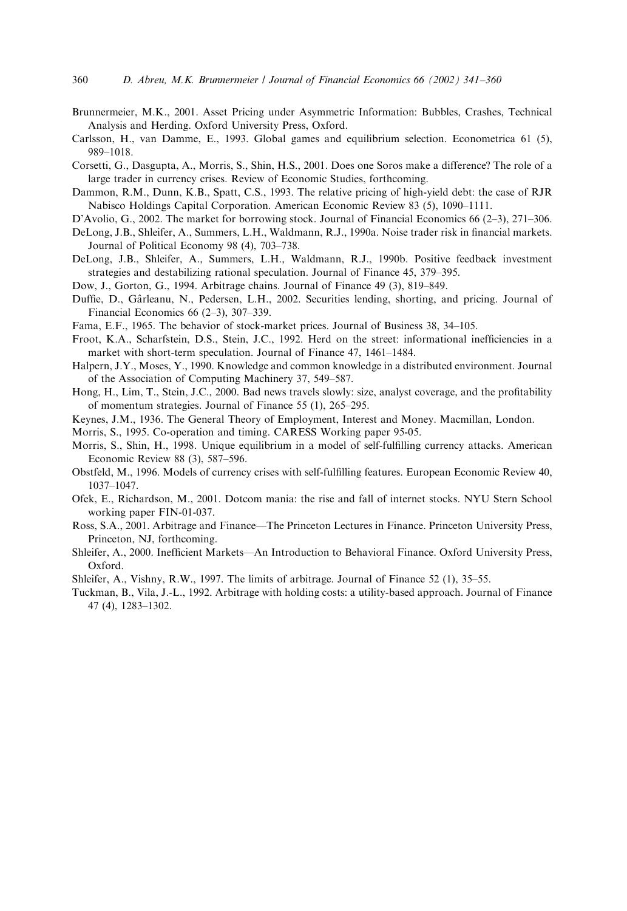Brunnermeier, M.K., 2001. Asset Pricing under Asymmetric Information: Bubbles, Crashes, Technical Analysis and Herding. Oxford University Press, Oxford.

Carlsson, H., van Damme, E., 1993. Global games and equilibrium selection. Econometrica 61 (5), 989–1018.

Corsetti, G., Dasgupta, A., Morris, S., Shin, H.S., 2001. Does one Soros make a difference? The role of a large trader in currency crises. Review of Economic Studies, forthcoming.

Dammon, R.M., Dunn, K.B., Spatt, C.S., 1993. The relative pricing of high-yield debt: the case of RJR Nabisco Holdings Capital Corporation. American Economic Review 83 (5), 1090–1111.

D'Avolio, G., 2002. The market for borrowing stock. Journal of Financial Economics 66 (2–3), 271–306.

DeLong, J.B., Shleifer, A., Summers, L.H., Waldmann, R.J., 1990a. Noise trader risk in financial markets. Journal of Political Economy 98 (4), 703–738.

DeLong, J.B., Shleifer, A., Summers, L.H., Waldmann, R.J., 1990b. Positive feedback investment strategies and destabilizing rational speculation. Journal of Finance 45, 379–395.

Dow, J., Gorton, G., 1994. Arbitrage chains. Journal of Finance 49 (3), 819–849.

Duffie, D., Gârleanu, N., Pedersen, L.H., 2002. Securities lending, shorting, and pricing. Journal of Financial Economics 66 (2–3), 307–339.

Fama, E.F., 1965. The behavior of stock-market prices. Journal of Business 38, 34–105.

Froot, K.A., Scharfstein, D.S., Stein, J.C., 1992. Herd on the street: informational inefficiencies in a market with short-term speculation. Journal of Finance 47, 1461–1484.

Halpern, J.Y., Moses, Y., 1990. Knowledge and common knowledge in a distributed environment. Journal of the Association of Computing Machinery 37, 549–587.

Hong, H., Lim, T., Stein, J.C., 2000. Bad news travels slowly: size, analyst coverage, and the profitability of momentum strategies. Journal of Finance 55 (1), 265–295.

Keynes, J.M., 1936. The General Theory of Employment, Interest and Money. Macmillan, London.

Morris, S., 1995. Co-operation and timing. CARESS Working paper 95-05.

Morris, S., Shin, H., 1998. Unique equilibrium in a model of self-fulfilling currency attacks. American Economic Review 88 (3), 587–596.

Obstfeld, M., 1996. Models of currency crises with self-fulfilling features. European Economic Review 40, 1037–1047.

Ofek, E., Richardson, M., 2001. Dotcom mania: the rise and fall of internet stocks. NYU Stern School working paper FIN-01-037.

Ross, S.A., 2001. Arbitrage and Finance—The Princeton Lectures in Finance. Princeton University Press, Princeton, NJ, forthcoming.

Shleifer, A., 2000. Inefficient Markets—An Introduction to Behavioral Finance. Oxford University Press, Oxford.

Shleifer, A., Vishny, R.W., 1997. The limits of arbitrage. Journal of Finance 52 (1), 35–55.

Tuckman, B., Vila, J.-L., 1992. Arbitrage with holding costs: a utility-based approach. Journal of Finance 47 (4), 1283–1302.